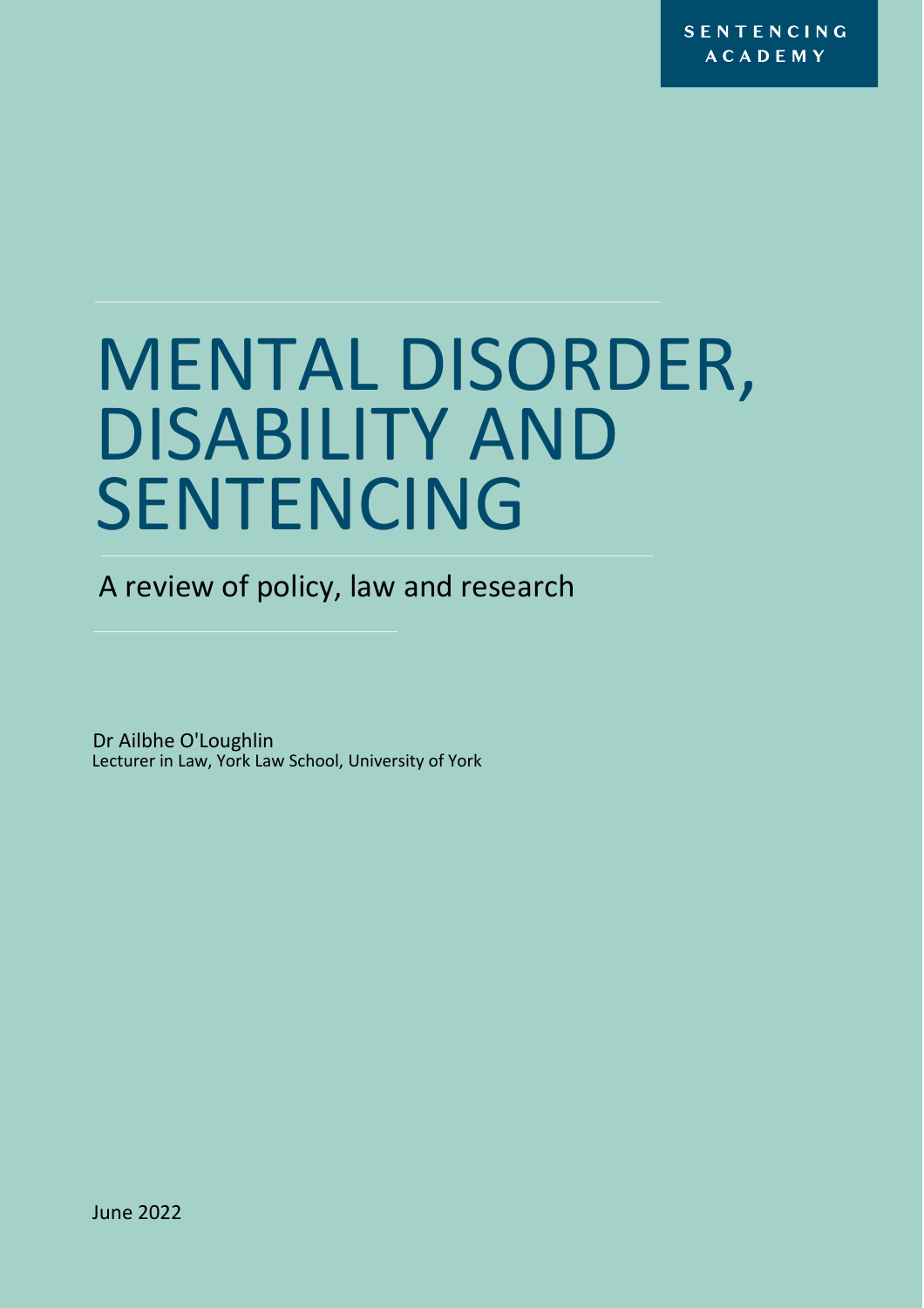SENTENCING ACADEMY

# MENTAL DISORDER, DISABILITY AND SENTENCING

## A review of policy, law and research

Dr Ailbhe O'Loughlin
Lecturer in Law, York Law School, University of York

June 2022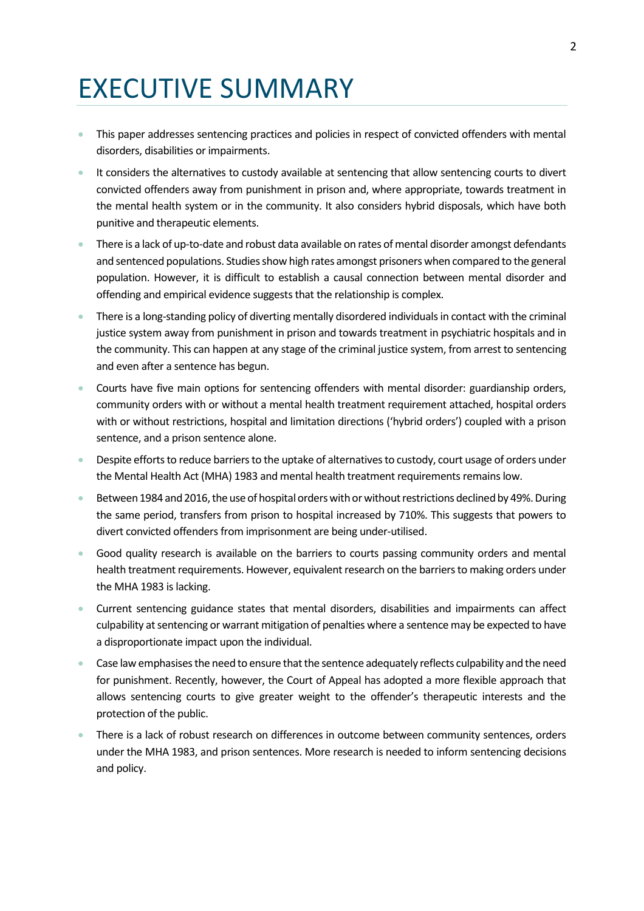# EXECUTIVE SUMMARY

- This paper addresses sentencing practices and policies in respect of convicted offenders with mental disorders, disabilities or impairments.
- It considers the alternatives to custody available at sentencing that allow sentencing courts to divert convicted offenders away from punishment in prison and, where appropriate, towards treatment in the mental health system or in the community. It also considers hybrid disposals, which have both punitive and therapeutic elements.
- There is a lack of up-to-date and robust data available on rates of mental disorder amongst defendants and sentenced populations. Studies show high rates amongst prisoners when compared to the general population. However, it is difficult to establish a causal connection between mental disorder and offending and empirical evidence suggests that the relationship is complex.
- There is a long-standing policy of diverting mentally disordered individuals in contact with the criminal justice system away from punishment in prison and towards treatment in psychiatric hospitals and in the community. This can happen at any stage of the criminal justice system, from arrest to sentencing and even after a sentence has begun.
- Courts have five main options for sentencing offenders with mental disorder: guardianship orders, community orders with or without a mental health treatment requirement attached, hospital orders with or without restrictions, hospital and limitation directions ('hybrid orders') coupled with a prison sentence, and a prison sentence alone.
- Despite efforts to reduce barriers to the uptake of alternatives to custody, court usage of orders under the Mental Health Act (MHA) 1983 and mental health treatment requirements remains low.
- Between 1984 and 2016, the use of hospital orders with or without restrictions declined by 49%. During the same period, transfers from prison to hospital increased by 710%. This suggests that powers to divert convicted offenders from imprisonment are being under-utilised.
- Good quality research is available on the barriers to courts passing community orders and mental health treatment requirements. However, equivalent research on the barriers to making orders under the MHA 1983 is lacking.
- Current sentencing guidance states that mental disorders, disabilities and impairments can affect culpability at sentencing or warrant mitigation of penalties where a sentence may be expected to have a disproportionate impact upon the individual.
- Case law emphasises the need to ensure that the sentence adequately reflects culpability and the need for punishment. Recently, however, the Court of Appeal has adopted a more flexible approach that allows sentencing courts to give greater weight to the offender's therapeutic interests and the protection of the public.
- There is a lack of robust research on differences in outcome between community sentences, orders under the MHA 1983, and prison sentences. More research is needed to inform sentencing decisions and policy.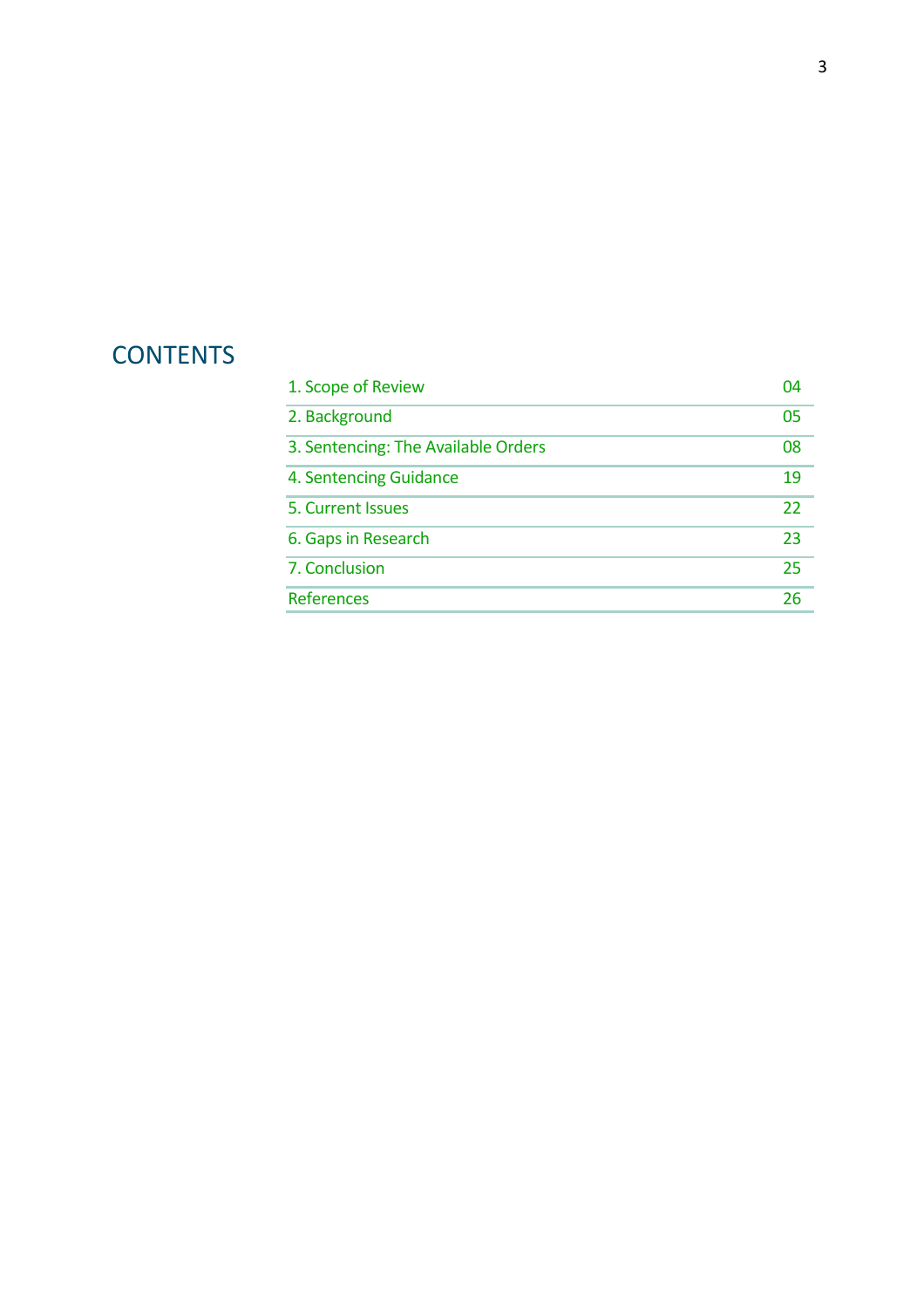# CONTENTS

| | |
|---|---|
| 1. Scope of Review | 04 |
| 2. Background | 05 |
| 3. Sentencing: The Available Orders | 08 |
| 4. Sentencing Guidance | 19 |
| 5. Current Issues | 22 |
| 6. Gaps in Research | 23 |
| 7. Conclusion | 25 |
| References | 26 |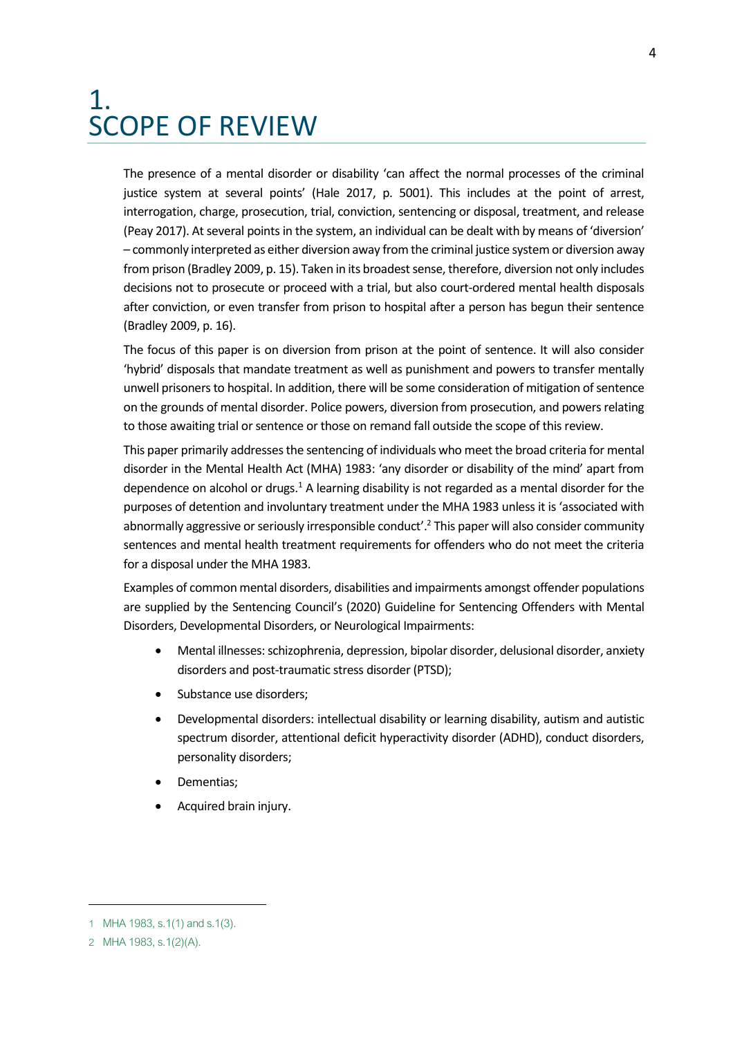# 1. SCOPE OF REVIEW

The presence of a mental disorder or disability 'can affect the normal processes of the criminal justice system at several points' (Hale 2017, p. 5001). This includes at the point of arrest, interrogation, charge, prosecution, trial, conviction, sentencing or disposal, treatment, and release (Peay 2017). At several points in the system, an individual can be dealt with by means of 'diversion' – commonly interpreted as either diversion away from the criminal justice system or diversion away from prison (Bradley 2009, p. 15). Taken in its broadest sense, therefore, diversion not only includes decisions not to prosecute or proceed with a trial, but also court-ordered mental health disposals after conviction, or even transfer from prison to hospital after a person has begun their sentence (Bradley 2009, p. 16).

The focus of this paper is on diversion from prison at the point of sentence. It will also consider 'hybrid' disposals that mandate treatment as well as punishment and powers to transfer mentally unwell prisoners to hospital. In addition, there will be some consideration of mitigation of sentence on the grounds of mental disorder. Police powers, diversion from prosecution, and powers relating to those awaiting trial or sentence or those on remand fall outside the scope of this review.

This paper primarily addresses the sentencing of individuals who meet the broad criteria for mental disorder in the Mental Health Act (MHA) 1983: 'any disorder or disability of the mind' apart from dependence on alcohol or drugs.[1] A learning disability is not regarded as a mental disorder for the purposes of detention and involuntary treatment under the MHA 1983 unless it is 'associated with abnormally aggressive or seriously irresponsible conduct'.[2] This paper will also consider community sentences and mental health treatment requirements for offenders who do not meet the criteria for a disposal under the MHA 1983.

Examples of common mental disorders, disabilities and impairments amongst offender populations are supplied by the Sentencing Council's (2020) Guideline for Sentencing Offenders with Mental Disorders, Developmental Disorders, or Neurological Impairments:

- Mental illnesses: schizophrenia, depression, bipolar disorder, delusional disorder, anxiety disorders and post-traumatic stress disorder (PTSD);
- Substance use disorders;
- Developmental disorders: intellectual disability or learning disability, autism and autistic spectrum disorder, attentional deficit hyperactivity disorder (ADHD), conduct disorders, personality disorders;
- Dementias;
- Acquired brain injury.

---

1 MHA 1983, s.1(1) and s.1(3).

2 MHA 1983, s.1(2)(A).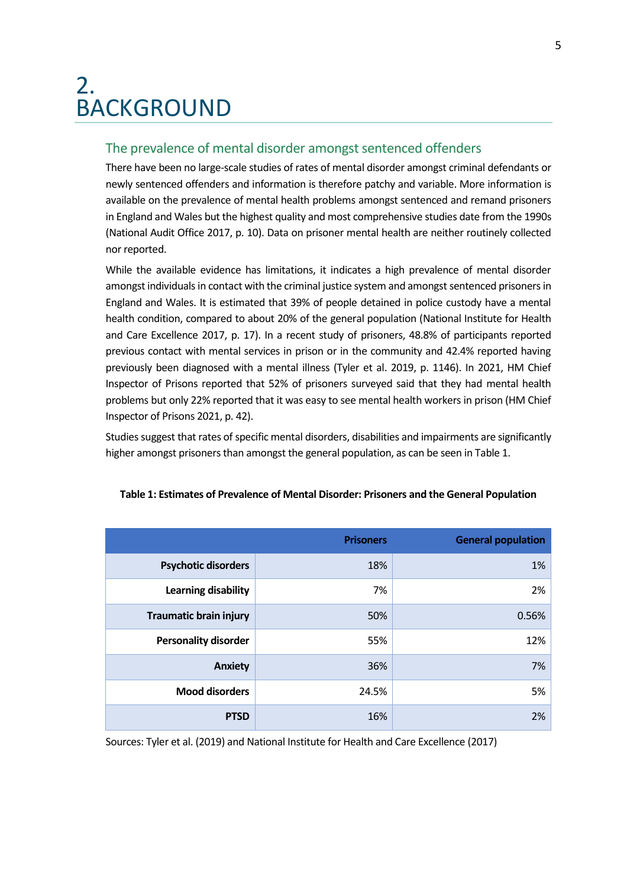# 2. BACKGROUND

## The prevalence of mental disorder amongst sentenced offenders

There have been no large-scale studies of rates of mental disorder amongst criminal defendants or newly sentenced offenders and information is therefore patchy and variable. More information is available on the prevalence of mental health problems amongst sentenced and remand prisoners in England and Wales but the highest quality and most comprehensive studies date from the 1990s (National Audit Office 2017, p. 10). Data on prisoner mental health are neither routinely collected nor reported.

While the available evidence has limitations, it indicates a high prevalence of mental disorder amongst individuals in contact with the criminal justice system and amongst sentenced prisoners in England and Wales. It is estimated that 39% of people detained in police custody have a mental health condition, compared to about 20% of the general population (National Institute for Health and Care Excellence 2017, p. 17). In a recent study of prisoners, 48.8% of participants reported previous contact with mental services in prison or in the community and 42.4% reported having previously been diagnosed with a mental illness (Tyler et al. 2019, p. 1146). In 2021, HM Chief Inspector of Prisons reported that 52% of prisoners surveyed said that they had mental health problems but only 22% reported that it was easy to see mental health workers in prison (HM Chief Inspector of Prisons 2021, p. 42).

Studies suggest that rates of specific mental disorders, disabilities and impairments are significantly higher amongst prisoners than amongst the general population, as can be seen in Table 1.

**Table 1: Estimates of Prevalence of Mental Disorder: Prisoners and the General Population**

| | Prisoners | General population |
|---:|---:|---:|
| **Psychotic disorders** | 18% | 1% |
| **Learning disability** | 7% | 2% |
| **Traumatic brain injury** | 50% | 0.56% |
| **Personality disorder** | 55% | 12% |
| **Anxiety** | 36% | 7% |
| **Mood disorders** | 24.5% | 5% |
| **PTSD** | 16% | 2% |

Sources: Tyler et al. (2019) and National Institute for Health and Care Excellence (2017)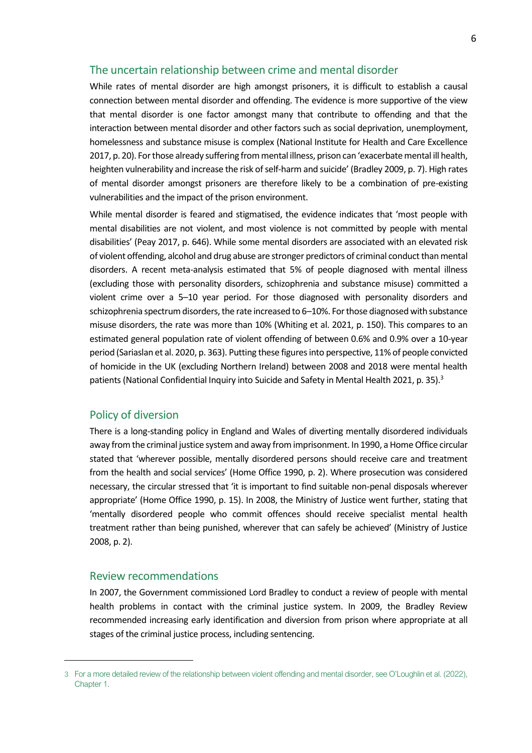## The uncertain relationship between crime and mental disorder

While rates of mental disorder are high amongst prisoners, it is difficult to establish a causal connection between mental disorder and offending. The evidence is more supportive of the view that mental disorder is one factor amongst many that contribute to offending and that the interaction between mental disorder and other factors such as social deprivation, unemployment, homelessness and substance misuse is complex (National Institute for Health and Care Excellence 2017, p. 20). For those already suffering from mental illness, prison can 'exacerbate mental ill health, heighten vulnerability and increase the risk of self-harm and suicide' (Bradley 2009, p. 7). High rates of mental disorder amongst prisoners are therefore likely to be a combination of pre-existing vulnerabilities and the impact of the prison environment.

While mental disorder is feared and stigmatised, the evidence indicates that 'most people with mental disabilities are not violent, and most violence is not committed by people with mental disabilities' (Peay 2017, p. 646). While some mental disorders are associated with an elevated risk of violent offending, alcohol and drug abuse are stronger predictors of criminal conduct than mental disorders. A recent meta-analysis estimated that 5% of people diagnosed with mental illness (excluding those with personality disorders, schizophrenia and substance misuse) committed a violent crime over a 5–10 year period. For those diagnosed with personality disorders and schizophrenia spectrum disorders, the rate increased to 6–10%. For those diagnosed with substance misuse disorders, the rate was more than 10% (Whiting et al. 2021, p. 150). This compares to an estimated general population rate of violent offending of between 0.6% and 0.9% over a 10-year period (Sariaslan et al. 2020, p. 363). Putting these figures into perspective, 11% of people convicted of homicide in the UK (excluding Northern Ireland) between 2008 and 2018 were mental health patients (National Confidential Inquiry into Suicide and Safety in Mental Health 2021, p. 35).[3]

## Policy of diversion

There is a long-standing policy in England and Wales of diverting mentally disordered individuals away from the criminal justice system and away from imprisonment. In 1990, a Home Office circular stated that 'wherever possible, mentally disordered persons should receive care and treatment from the health and social services' (Home Office 1990, p. 2). Where prosecution was considered necessary, the circular stressed that 'it is important to find suitable non-penal disposals wherever appropriate' (Home Office 1990, p. 15). In 2008, the Ministry of Justice went further, stating that 'mentally disordered people who commit offences should receive specialist mental health treatment rather than being punished, wherever that can safely be achieved' (Ministry of Justice 2008, p. 2).

## Review recommendations

In 2007, the Government commissioned Lord Bradley to conduct a review of people with mental health problems in contact with the criminal justice system. In 2009, the Bradley Review recommended increasing early identification and diversion from prison where appropriate at all stages of the criminal justice process, including sentencing.

---

3 For a more detailed review of the relationship between violent offending and mental disorder, see O'Loughlin et al. (2022), Chapter 1.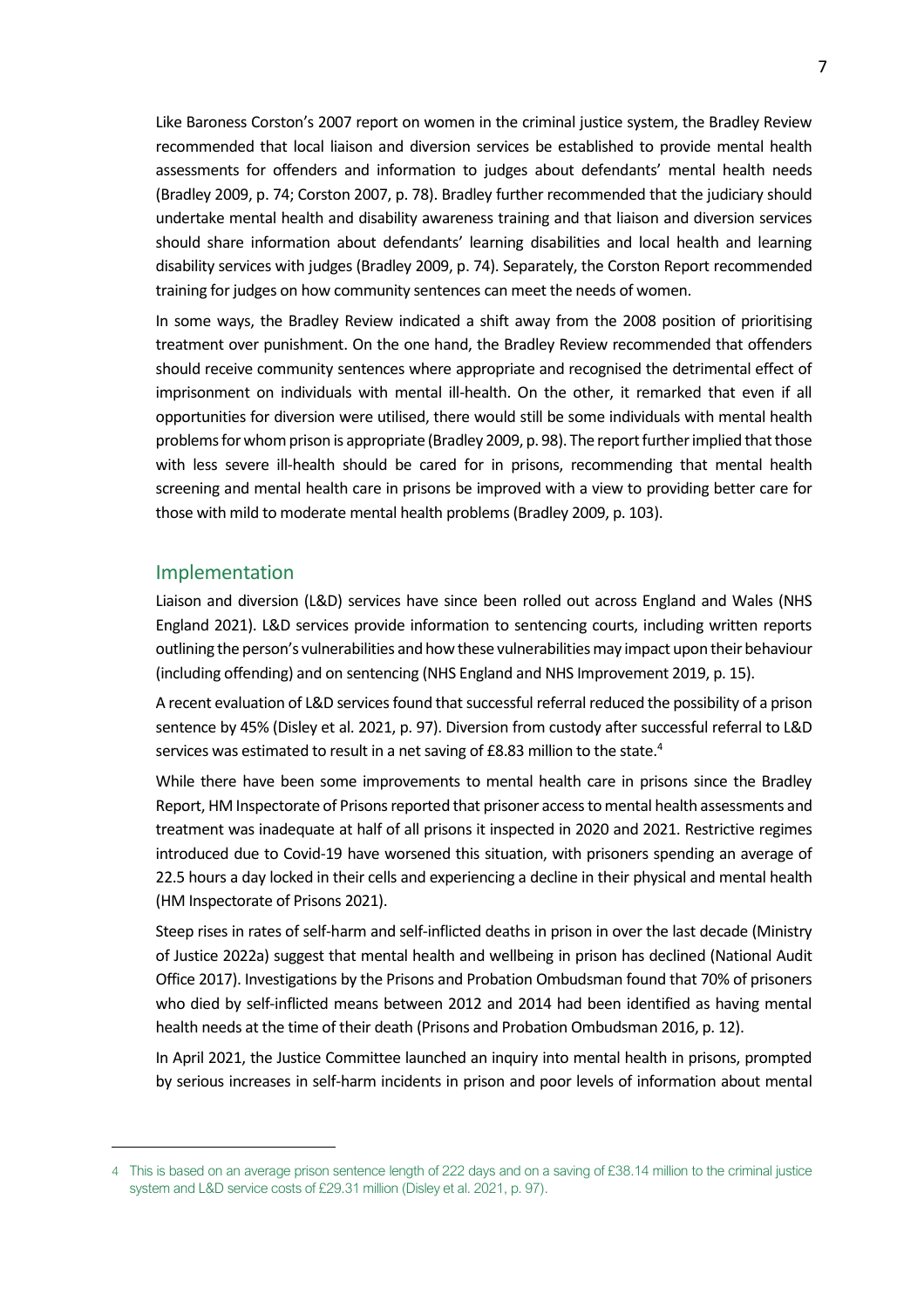Like Baroness Corston's 2007 report on women in the criminal justice system, the Bradley Review recommended that local liaison and diversion services be established to provide mental health assessments for offenders and information to judges about defendants' mental health needs (Bradley 2009, p. 74; Corston 2007, p. 78). Bradley further recommended that the judiciary should undertake mental health and disability awareness training and that liaison and diversion services should share information about defendants' learning disabilities and local health and learning disability services with judges (Bradley 2009, p. 74). Separately, the Corston Report recommended training for judges on how community sentences can meet the needs of women.

In some ways, the Bradley Review indicated a shift away from the 2008 position of prioritising treatment over punishment. On the one hand, the Bradley Review recommended that offenders should receive community sentences where appropriate and recognised the detrimental effect of imprisonment on individuals with mental ill-health. On the other, it remarked that even if all opportunities for diversion were utilised, there would still be some individuals with mental health problems for whom prison is appropriate (Bradley 2009, p. 98). The report further implied that those with less severe ill-health should be cared for in prisons, recommending that mental health screening and mental health care in prisons be improved with a view to providing better care for those with mild to moderate mental health problems (Bradley 2009, p. 103).

## Implementation

Liaison and diversion (L&D) services have since been rolled out across England and Wales (NHS England 2021). L&D services provide information to sentencing courts, including written reports outlining the person's vulnerabilities and how these vulnerabilities may impact upon their behaviour (including offending) and on sentencing (NHS England and NHS Improvement 2019, p. 15).

A recent evaluation of L&D services found that successful referral reduced the possibility of a prison sentence by 45% (Disley et al. 2021, p. 97). Diversion from custody after successful referral to L&D services was estimated to result in a net saving of £8.83 million to the state.[4]

While there have been some improvements to mental health care in prisons since the Bradley Report, HM Inspectorate of Prisons reported that prisoner access to mental health assessments and treatment was inadequate at half of all prisons it inspected in 2020 and 2021. Restrictive regimes introduced due to Covid-19 have worsened this situation, with prisoners spending an average of 22.5 hours a day locked in their cells and experiencing a decline in their physical and mental health (HM Inspectorate of Prisons 2021).

Steep rises in rates of self-harm and self-inflicted deaths in prison in over the last decade (Ministry of Justice 2022a) suggest that mental health and wellbeing in prison has declined (National Audit Office 2017). Investigations by the Prisons and Probation Ombudsman found that 70% of prisoners who died by self-inflicted means between 2012 and 2014 had been identified as having mental health needs at the time of their death (Prisons and Probation Ombudsman 2016, p. 12).

In April 2021, the Justice Committee launched an inquiry into mental health in prisons, prompted by serious increases in self-harm incidents in prison and poor levels of information about mental

---

[4] This is based on an average prison sentence length of 222 days and on a saving of £38.14 million to the criminal justice system and L&D service costs of £29.31 million (Disley et al. 2021, p. 97).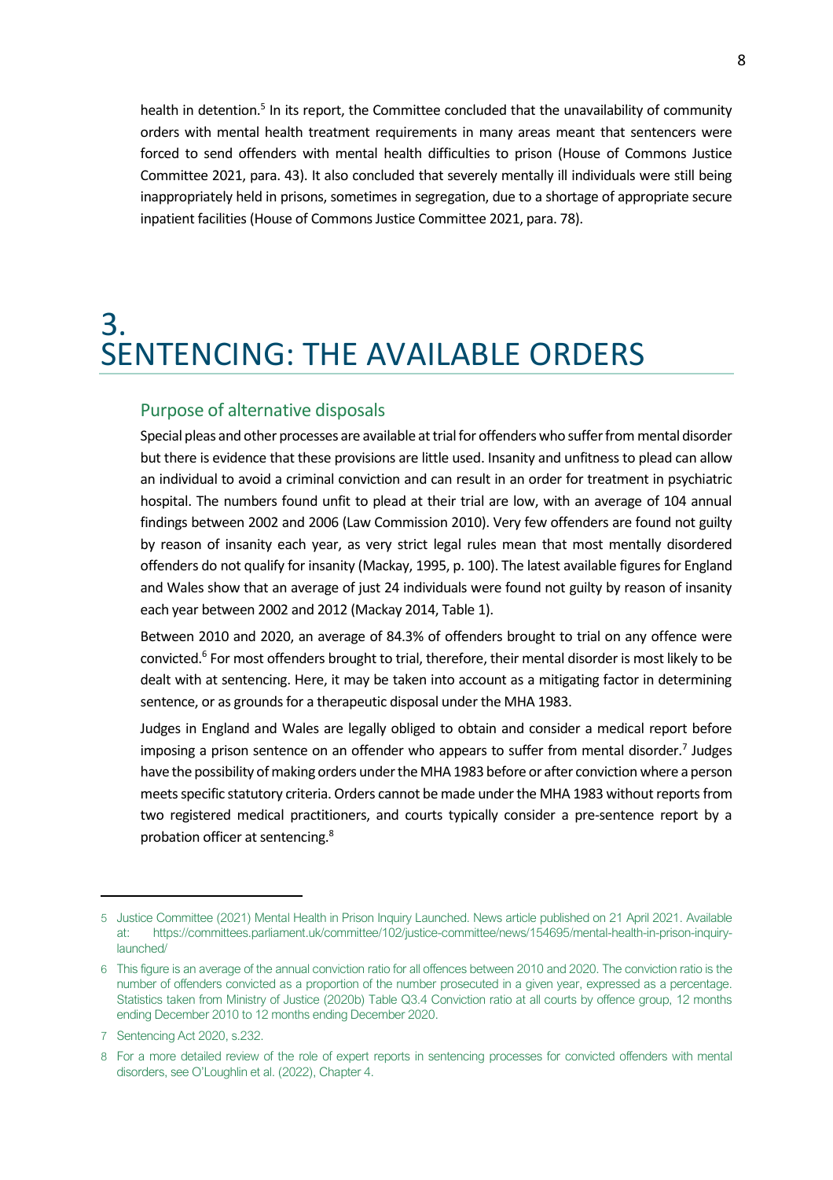health in detention.[5] In its report, the Committee concluded that the unavailability of community orders with mental health treatment requirements in many areas meant that sentencers were forced to send offenders with mental health difficulties to prison (House of Commons Justice Committee 2021, para. 43). It also concluded that severely mentally ill individuals were still being inappropriately held in prisons, sometimes in segregation, due to a shortage of appropriate secure inpatient facilities (House of Commons Justice Committee 2021, para. 78).

# 3. SENTENCING: THE AVAILABLE ORDERS

## Purpose of alternative disposals

Special pleas and other processes are available at trial for offenders who suffer from mental disorder but there is evidence that these provisions are little used. Insanity and unfitness to plead can allow an individual to avoid a criminal conviction and can result in an order for treatment in psychiatric hospital. The numbers found unfit to plead at their trial are low, with an average of 104 annual findings between 2002 and 2006 (Law Commission 2010). Very few offenders are found not guilty by reason of insanity each year, as very strict legal rules mean that most mentally disordered offenders do not qualify for insanity (Mackay, 1995, p. 100). The latest available figures for England and Wales show that an average of just 24 individuals were found not guilty by reason of insanity each year between 2002 and 2012 (Mackay 2014, Table 1).

Between 2010 and 2020, an average of 84.3% of offenders brought to trial on any offence were convicted.[6] For most offenders brought to trial, therefore, their mental disorder is most likely to be dealt with at sentencing. Here, it may be taken into account as a mitigating factor in determining sentence, or as grounds for a therapeutic disposal under the MHA 1983.

Judges in England and Wales are legally obliged to obtain and consider a medical report before imposing a prison sentence on an offender who appears to suffer from mental disorder.[7] Judges have the possibility of making orders under the MHA 1983 before or after conviction where a person meets specific statutory criteria. Orders cannot be made under the MHA 1983 without reports from two registered medical practitioners, and courts typically consider a pre-sentence report by a probation officer at sentencing.[8]

---

5 Justice Committee (2021) Mental Health in Prison Inquiry Launched. News article published on 21 April 2021. Available at: https://committees.parliament.uk/committee/102/justice-committee/news/154695/mental-health-in-prison-inquiry-launched/

6 This figure is an average of the annual conviction ratio for all offences between 2010 and 2020. The conviction ratio is the number of offenders convicted as a proportion of the number prosecuted in a given year, expressed as a percentage. Statistics taken from Ministry of Justice (2020b) Table Q3.4 Conviction ratio at all courts by offence group, 12 months ending December 2010 to 12 months ending December 2020.

7 Sentencing Act 2020, s.232.

8 For a more detailed review of the role of expert reports in sentencing processes for convicted offenders with mental disorders, see O'Loughlin et al. (2022), Chapter 4.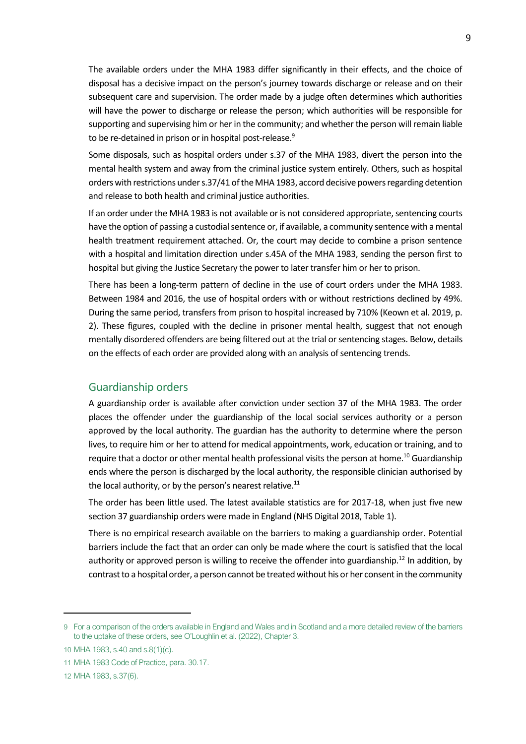The available orders under the MHA 1983 differ significantly in their effects, and the choice of disposal has a decisive impact on the person's journey towards discharge or release and on their subsequent care and supervision. The order made by a judge often determines which authorities will have the power to discharge or release the person; which authorities will be responsible for supporting and supervising him or her in the community; and whether the person will remain liable to be re-detained in prison or in hospital post-release.[9]

Some disposals, such as hospital orders under s.37 of the MHA 1983, divert the person into the mental health system and away from the criminal justice system entirely. Others, such as hospital orders with restrictions under s.37/41 of the MHA 1983, accord decisive powers regarding detention and release to both health and criminal justice authorities.

If an order under the MHA 1983 is not available or is not considered appropriate, sentencing courts have the option of passing a custodial sentence or, if available, a community sentence with a mental health treatment requirement attached. Or, the court may decide to combine a prison sentence with a hospital and limitation direction under s.45A of the MHA 1983, sending the person first to hospital but giving the Justice Secretary the power to later transfer him or her to prison.

There has been a long-term pattern of decline in the use of court orders under the MHA 1983. Between 1984 and 2016, the use of hospital orders with or without restrictions declined by 49%. During the same period, transfers from prison to hospital increased by 710% (Keown et al. 2019, p. 2). These figures, coupled with the decline in prisoner mental health, suggest that not enough mentally disordered offenders are being filtered out at the trial or sentencing stages. Below, details on the effects of each order are provided along with an analysis of sentencing trends.

## Guardianship orders

A guardianship order is available after conviction under section 37 of the MHA 1983. The order places the offender under the guardianship of the local social services authority or a person approved by the local authority. The guardian has the authority to determine where the person lives, to require him or her to attend for medical appointments, work, education or training, and to require that a doctor or other mental health professional visits the person at home.[10] Guardianship ends where the person is discharged by the local authority, the responsible clinician authorised by the local authority, or by the person's nearest relative.[11]

The order has been little used. The latest available statistics are for 2017-18, when just five new section 37 guardianship orders were made in England (NHS Digital 2018, Table 1).

There is no empirical research available on the barriers to making a guardianship order. Potential barriers include the fact that an order can only be made where the court is satisfied that the local authority or approved person is willing to receive the offender into guardianship.[12] In addition, by contrast to a hospital order, a person cannot be treated without his or her consent in the community

---

9 For a comparison of the orders available in England and Wales and in Scotland and a more detailed review of the barriers to the uptake of these orders, see O'Loughlin et al. (2022), Chapter 3.

10 MHA 1983, s.40 and s.8(1)(c).

11 MHA 1983 Code of Practice, para. 30.17.

12 MHA 1983, s.37(6).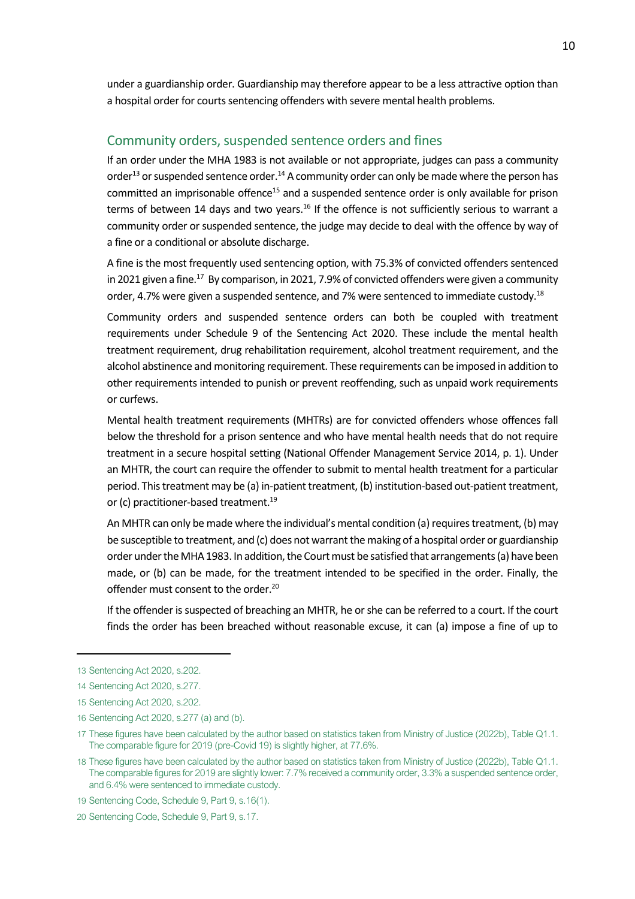under a guardianship order. Guardianship may therefore appear to be a less attractive option than a hospital order for courts sentencing offenders with severe mental health problems.

## Community orders, suspended sentence orders and fines

If an order under the MHA 1983 is not available or not appropriate, judges can pass a community order[13] or suspended sentence order.[14] A community order can only be made where the person has committed an imprisonable offence[15] and a suspended sentence order is only available for prison terms of between 14 days and two years.[16] If the offence is not sufficiently serious to warrant a community order or suspended sentence, the judge may decide to deal with the offence by way of a fine or a conditional or absolute discharge.

A fine is the most frequently used sentencing option, with 75.3% of convicted offenders sentenced in 2021 given a fine.[17] By comparison, in 2021, 7.9% of convicted offenders were given a community order, 4.7% were given a suspended sentence, and 7% were sentenced to immediate custody.[18]

Community orders and suspended sentence orders can both be coupled with treatment requirements under Schedule 9 of the Sentencing Act 2020. These include the mental health treatment requirement, drug rehabilitation requirement, alcohol treatment requirement, and the alcohol abstinence and monitoring requirement. These requirements can be imposed in addition to other requirements intended to punish or prevent reoffending, such as unpaid work requirements or curfews.

Mental health treatment requirements (MHTRs) are for convicted offenders whose offences fall below the threshold for a prison sentence and who have mental health needs that do not require treatment in a secure hospital setting (National Offender Management Service 2014, p. 1). Under an MHTR, the court can require the offender to submit to mental health treatment for a particular period. This treatment may be (a) in-patient treatment, (b) institution-based out-patient treatment, or (c) practitioner-based treatment.[19]

An MHTR can only be made where the individual's mental condition (a) requires treatment, (b) may be susceptible to treatment, and (c) does not warrant the making of a hospital order or guardianship order under the MHA 1983. In addition, the Court must be satisfied that arrangements (a) have been made, or (b) can be made, for the treatment intended to be specified in the order. Finally, the offender must consent to the order.[20]

If the offender is suspected of breaching an MHTR, he or she can be referred to a court. If the court finds the order has been breached without reasonable excuse, it can (a) impose a fine of up to

---

13 Sentencing Act 2020, s.202.

14 Sentencing Act 2020, s.277.

15 Sentencing Act 2020, s.202.

16 Sentencing Act 2020, s.277 (a) and (b).

17 These figures have been calculated by the author based on statistics taken from Ministry of Justice (2022b), Table Q1.1. The comparable figure for 2019 (pre-Covid 19) is slightly higher, at 77.6%.

18 These figures have been calculated by the author based on statistics taken from Ministry of Justice (2022b), Table Q1.1. The comparable figures for 2019 are slightly lower: 7.7% received a community order, 3.3% a suspended sentence order, and 6.4% were sentenced to immediate custody.

19 Sentencing Code, Schedule 9, Part 9, s.16(1).

20 Sentencing Code, Schedule 9, Part 9, s.17.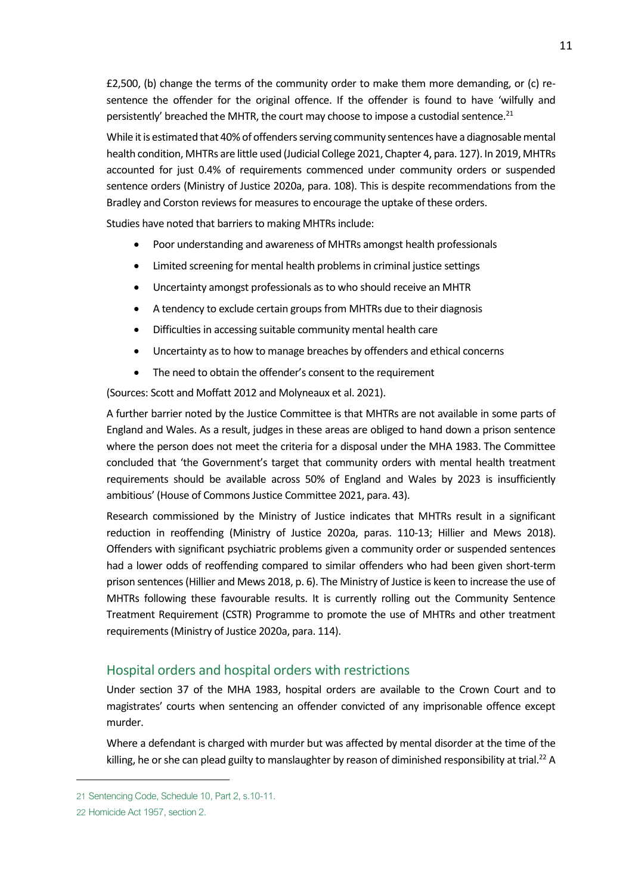£2,500, (b) change the terms of the community order to make them more demanding, or (c) re-sentence the offender for the original offence. If the offender is found to have 'wilfully and persistently' breached the MHTR, the court may choose to impose a custodial sentence.[21]

While it is estimated that 40% of offenders serving community sentences have a diagnosable mental health condition, MHTRs are little used (Judicial College 2021, Chapter 4, para. 127). In 2019, MHTRs accounted for just 0.4% of requirements commenced under community orders or suspended sentence orders (Ministry of Justice 2020a, para. 108). This is despite recommendations from the Bradley and Corston reviews for measures to encourage the uptake of these orders.

Studies have noted that barriers to making MHTRs include:

- Poor understanding and awareness of MHTRs amongst health professionals
- Limited screening for mental health problems in criminal justice settings
- Uncertainty amongst professionals as to who should receive an MHTR
- A tendency to exclude certain groups from MHTRs due to their diagnosis
- Difficulties in accessing suitable community mental health care
- Uncertainty as to how to manage breaches by offenders and ethical concerns
- The need to obtain the offender's consent to the requirement

(Sources: Scott and Moffatt 2012 and Molyneaux et al. 2021).

A further barrier noted by the Justice Committee is that MHTRs are not available in some parts of England and Wales. As a result, judges in these areas are obliged to hand down a prison sentence where the person does not meet the criteria for a disposal under the MHA 1983. The Committee concluded that 'the Government's target that community orders with mental health treatment requirements should be available across 50% of England and Wales by 2023 is insufficiently ambitious' (House of Commons Justice Committee 2021, para. 43).

Research commissioned by the Ministry of Justice indicates that MHTRs result in a significant reduction in reoffending (Ministry of Justice 2020a, paras. 110-13; Hillier and Mews 2018). Offenders with significant psychiatric problems given a community order or suspended sentences had a lower odds of reoffending compared to similar offenders who had been given short-term prison sentences (Hillier and Mews 2018, p. 6). The Ministry of Justice is keen to increase the use of MHTRs following these favourable results. It is currently rolling out the Community Sentence Treatment Requirement (CSTR) Programme to promote the use of MHTRs and other treatment requirements (Ministry of Justice 2020a, para. 114).

## Hospital orders and hospital orders with restrictions

Under section 37 of the MHA 1983, hospital orders are available to the Crown Court and to magistrates' courts when sentencing an offender convicted of any imprisonable offence except murder.

Where a defendant is charged with murder but was affected by mental disorder at the time of the killing, he or she can plead guilty to manslaughter by reason of diminished responsibility at trial.[22] A

---

21 Sentencing Code, Schedule 10, Part 2, s.10-11.

22 Homicide Act 1957, section 2.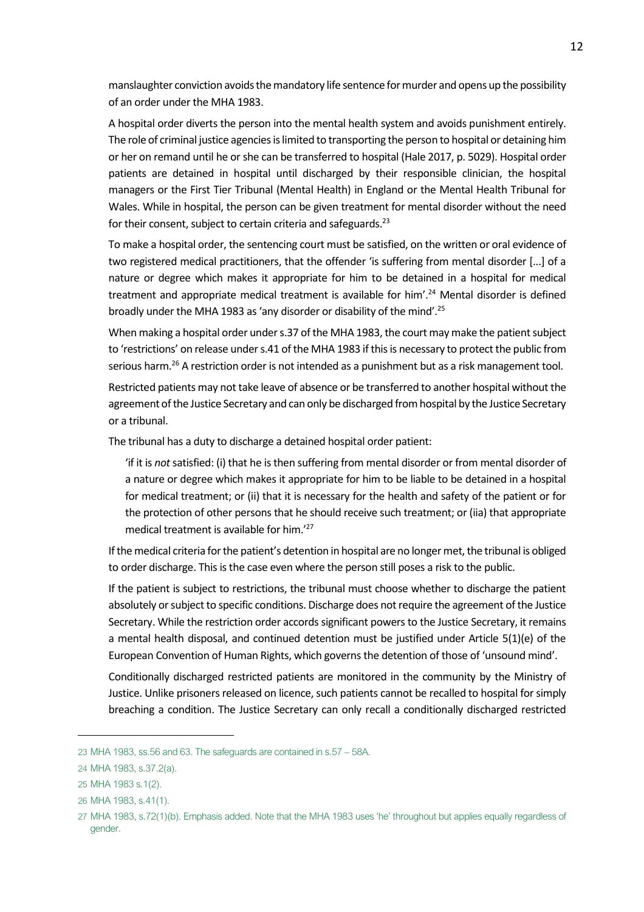manslaughter conviction avoids the mandatory life sentence for murder and opens up the possibility of an order under the MHA 1983.

A hospital order diverts the person into the mental health system and avoids punishment entirely. The role of criminal justice agencies is limited to transporting the person to hospital or detaining him or her on remand until he or she can be transferred to hospital (Hale 2017, p. 5029). Hospital order patients are detained in hospital until discharged by their responsible clinician, the hospital managers or the First Tier Tribunal (Mental Health) in England or the Mental Health Tribunal for Wales. While in hospital, the person can be given treatment for mental disorder without the need for their consent, subject to certain criteria and safeguards.[23]

To make a hospital order, the sentencing court must be satisfied, on the written or oral evidence of two registered medical practitioners, that the offender 'is suffering from mental disorder [...] of a nature or degree which makes it appropriate for him to be detained in a hospital for medical treatment and appropriate medical treatment is available for him'.[24] Mental disorder is defined broadly under the MHA 1983 as 'any disorder or disability of the mind'.[25]

When making a hospital order under s.37 of the MHA 1983, the court may make the patient subject to 'restrictions' on release under s.41 of the MHA 1983 if this is necessary to protect the public from serious harm.[26] A restriction order is not intended as a punishment but as a risk management tool.

Restricted patients may not take leave of absence or be transferred to another hospital without the agreement of the Justice Secretary and can only be discharged from hospital by the Justice Secretary or a tribunal.

The tribunal has a duty to discharge a detained hospital order patient:

> 'if it is *not* satisfied: (i) that he is then suffering from mental disorder or from mental disorder of a nature or degree which makes it appropriate for him to be liable to be detained in a hospital for medical treatment; or (ii) that it is necessary for the health and safety of the patient or for the protection of other persons that he should receive such treatment; or (iia) that appropriate medical treatment is available for him.'[27]

If the medical criteria for the patient's detention in hospital are no longer met, the tribunal is obliged to order discharge. This is the case even where the person still poses a risk to the public.

If the patient is subject to restrictions, the tribunal must choose whether to discharge the patient absolutely or subject to specific conditions. Discharge does not require the agreement of the Justice Secretary. While the restriction order accords significant powers to the Justice Secretary, it remains a mental health disposal, and continued detention must be justified under Article 5(1)(e) of the European Convention of Human Rights, which governs the detention of those of 'unsound mind'.

Conditionally discharged restricted patients are monitored in the community by the Ministry of Justice. Unlike prisoners released on licence, such patients cannot be recalled to hospital for simply breaching a condition. The Justice Secretary can only recall a conditionally discharged restricted

---

23 MHA 1983, ss.56 and 63. The safeguards are contained in s.57 – 58A.

24 MHA 1983, s.37.2(a).

25 MHA 1983 s.1(2).

26 MHA 1983, s.41(1).

27 MHA 1983, s.72(1)(b). Emphasis added. Note that the MHA 1983 uses 'he' throughout but applies equally regardless of gender.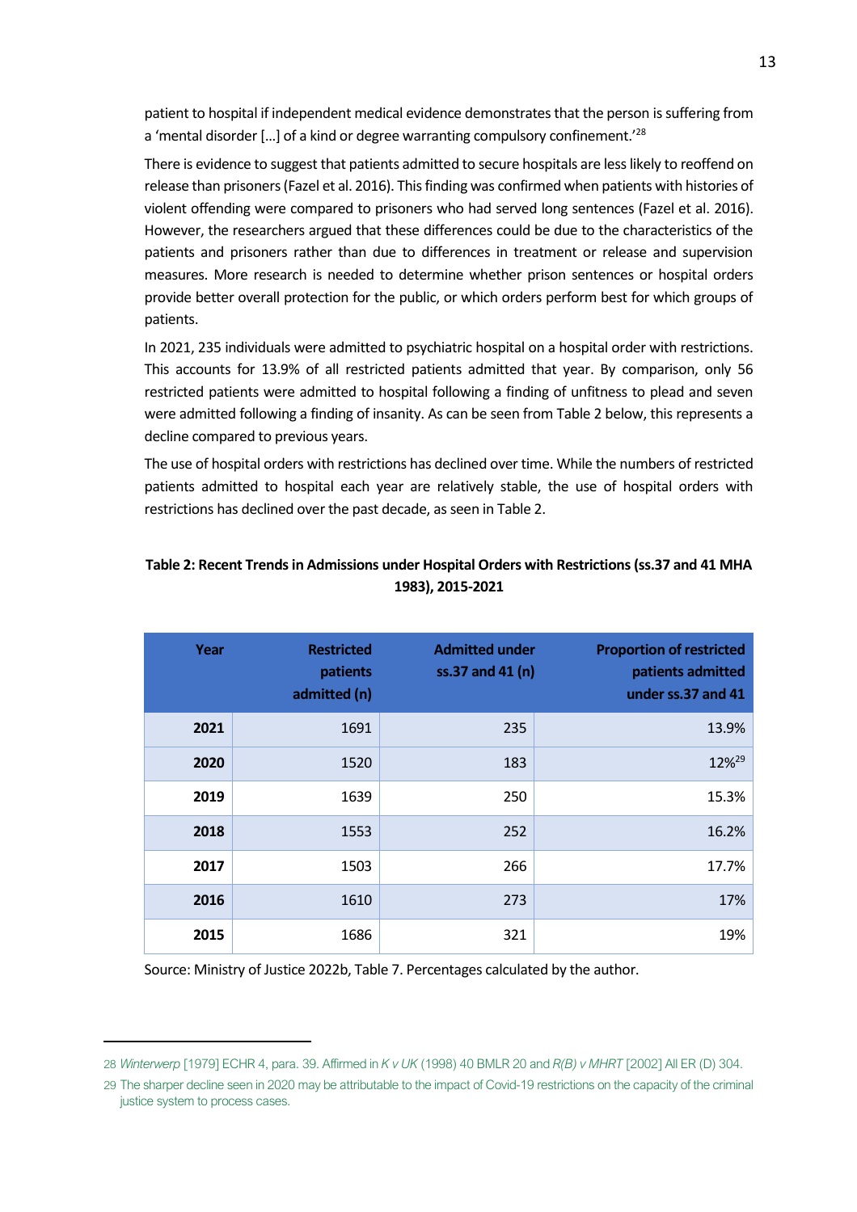patient to hospital if independent medical evidence demonstrates that the person is suffering from a 'mental disorder [...] of a kind or degree warranting compulsory confinement.'[28]

There is evidence to suggest that patients admitted to secure hospitals are less likely to reoffend on release than prisoners (Fazel et al. 2016). This finding was confirmed when patients with histories of violent offending were compared to prisoners who had served long sentences (Fazel et al. 2016). However, the researchers argued that these differences could be due to the characteristics of the patients and prisoners rather than due to differences in treatment or release and supervision measures. More research is needed to determine whether prison sentences or hospital orders provide better overall protection for the public, or which orders perform best for which groups of patients.

In 2021, 235 individuals were admitted to psychiatric hospital on a hospital order with restrictions. This accounts for 13.9% of all restricted patients admitted that year. By comparison, only 56 restricted patients were admitted to hospital following a finding of unfitness to plead and seven were admitted following a finding of insanity. As can be seen from Table 2 below, this represents a decline compared to previous years.

The use of hospital orders with restrictions has declined over time. While the numbers of restricted patients admitted to hospital each year are relatively stable, the use of hospital orders with restrictions has declined over the past decade, as seen in Table 2.

**Table 2: Recent Trends in Admissions under Hospital Orders with Restrictions (ss.37 and 41 MHA 1983), 2015-2021**

| Year | Restricted patients admitted (n) | Admitted under ss.37 and 41 (n) | Proportion of restricted patients admitted under ss.37 and 41 |
|---|---|---|---|
| **2021** | 1691 | 235 | 13.9% |
| **2020** | 1520 | 183 | 12%[29] |
| **2019** | 1639 | 250 | 15.3% |
| **2018** | 1553 | 252 | 16.2% |
| **2017** | 1503 | 266 | 17.7% |
| **2016** | 1610 | 273 | 17% |
| **2015** | 1686 | 321 | 19% |

Source: Ministry of Justice 2022b, Table 7. Percentages calculated by the author.

---

28 *Winterwerp* [1979] ECHR 4, para. 39. Affirmed in *K v UK* (1998) 40 BMLR 20 and *R(B) v MHRT* [2002] All ER (D) 304.

29 The sharper decline seen in 2020 may be attributable to the impact of Covid-19 restrictions on the capacity of the criminal justice system to process cases.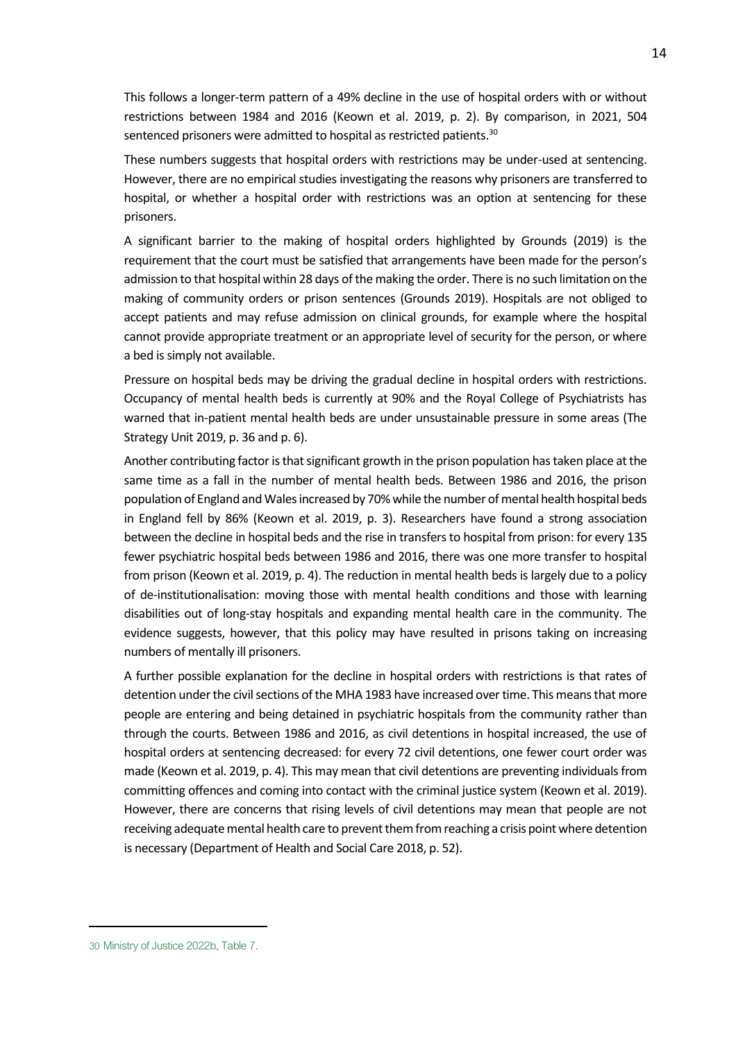This follows a longer-term pattern of a 49% decline in the use of hospital orders with or without restrictions between 1984 and 2016 (Keown et al. 2019, p. 2). By comparison, in 2021, 504 sentenced prisoners were admitted to hospital as restricted patients.[30]

These numbers suggests that hospital orders with restrictions may be under-used at sentencing. However, there are no empirical studies investigating the reasons why prisoners are transferred to hospital, or whether a hospital order with restrictions was an option at sentencing for these prisoners.

A significant barrier to the making of hospital orders highlighted by Grounds (2019) is the requirement that the court must be satisfied that arrangements have been made for the person's admission to that hospital within 28 days of the making the order. There is no such limitation on the making of community orders or prison sentences (Grounds 2019). Hospitals are not obliged to accept patients and may refuse admission on clinical grounds, for example where the hospital cannot provide appropriate treatment or an appropriate level of security for the person, or where a bed is simply not available.

Pressure on hospital beds may be driving the gradual decline in hospital orders with restrictions. Occupancy of mental health beds is currently at 90% and the Royal College of Psychiatrists has warned that in-patient mental health beds are under unsustainable pressure in some areas (The Strategy Unit 2019, p. 36 and p. 6).

Another contributing factor is that significant growth in the prison population has taken place at the same time as a fall in the number of mental health beds. Between 1986 and 2016, the prison population of England and Wales increased by 70% while the number of mental health hospital beds in England fell by 86% (Keown et al. 2019, p. 3). Researchers have found a strong association between the decline in hospital beds and the rise in transfers to hospital from prison: for every 135 fewer psychiatric hospital beds between 1986 and 2016, there was one more transfer to hospital from prison (Keown et al. 2019, p. 4). The reduction in mental health beds is largely due to a policy of de-institutionalisation: moving those with mental health conditions and those with learning disabilities out of long-stay hospitals and expanding mental health care in the community. The evidence suggests, however, that this policy may have resulted in prisons taking on increasing numbers of mentally ill prisoners.

A further possible explanation for the decline in hospital orders with restrictions is that rates of detention under the civil sections of the MHA 1983 have increased over time. This means that more people are entering and being detained in psychiatric hospitals from the community rather than through the courts. Between 1986 and 2016, as civil detentions in hospital increased, the use of hospital orders at sentencing decreased: for every 72 civil detentions, one fewer court order was made (Keown et al. 2019, p. 4). This may mean that civil detentions are preventing individuals from committing offences and coming into contact with the criminal justice system (Keown et al. 2019). However, there are concerns that rising levels of civil detentions may mean that people are not receiving adequate mental health care to prevent them from reaching a crisis point where detention is necessary (Department of Health and Social Care 2018, p. 52).

---

30 Ministry of Justice 2022b, Table 7.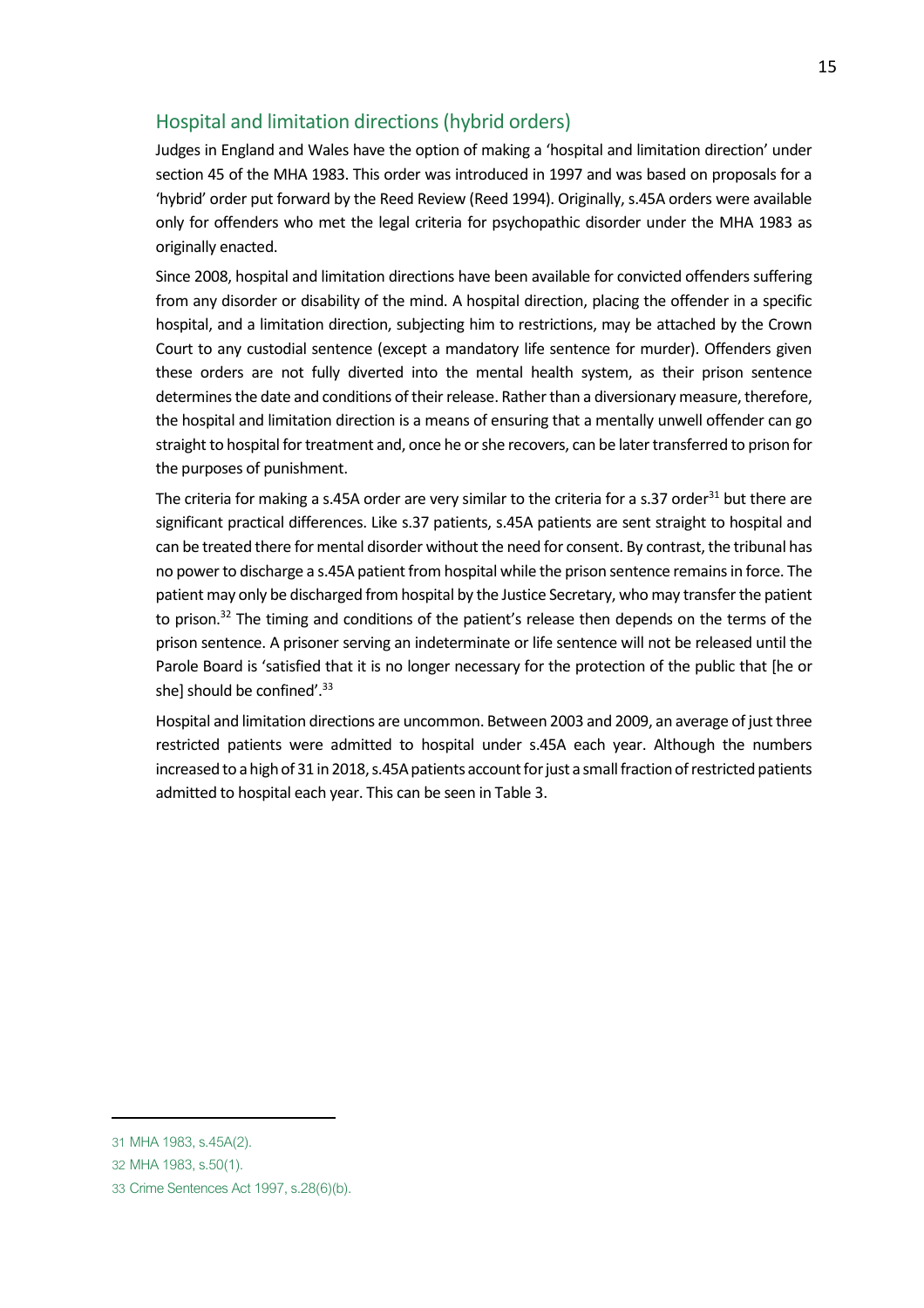## Hospital and limitation directions (hybrid orders)

Judges in England and Wales have the option of making a 'hospital and limitation direction' under section 45 of the MHA 1983. This order was introduced in 1997 and was based on proposals for a 'hybrid' order put forward by the Reed Review (Reed 1994). Originally, s.45A orders were available only for offenders who met the legal criteria for psychopathic disorder under the MHA 1983 as originally enacted.

Since 2008, hospital and limitation directions have been available for convicted offenders suffering from any disorder or disability of the mind. A hospital direction, placing the offender in a specific hospital, and a limitation direction, subjecting him to restrictions, may be attached by the Crown Court to any custodial sentence (except a mandatory life sentence for murder). Offenders given these orders are not fully diverted into the mental health system, as their prison sentence determines the date and conditions of their release. Rather than a diversionary measure, therefore, the hospital and limitation direction is a means of ensuring that a mentally unwell offender can go straight to hospital for treatment and, once he or she recovers, can be later transferred to prison for the purposes of punishment.

The criteria for making a s.45A order are very similar to the criteria for a s.37 order[31] but there are significant practical differences. Like s.37 patients, s.45A patients are sent straight to hospital and can be treated there for mental disorder without the need for consent. By contrast, the tribunal has no power to discharge a s.45A patient from hospital while the prison sentence remains in force. The patient may only be discharged from hospital by the Justice Secretary, who may transfer the patient to prison.[32] The timing and conditions of the patient's release then depends on the terms of the prison sentence. A prisoner serving an indeterminate or life sentence will not be released until the Parole Board is 'satisfied that it is no longer necessary for the protection of the public that [he or she] should be confined'.[33]

Hospital and limitation directions are uncommon. Between 2003 and 2009, an average of just three restricted patients were admitted to hospital under s.45A each year. Although the numbers increased to a high of 31 in 2018, s.45A patients account for just a small fraction of restricted patients admitted to hospital each year. This can be seen in Table 3.

---

31 MHA 1983, s.45A(2).

32 MHA 1983, s.50(1).

33 Crime Sentences Act 1997, s.28(6)(b).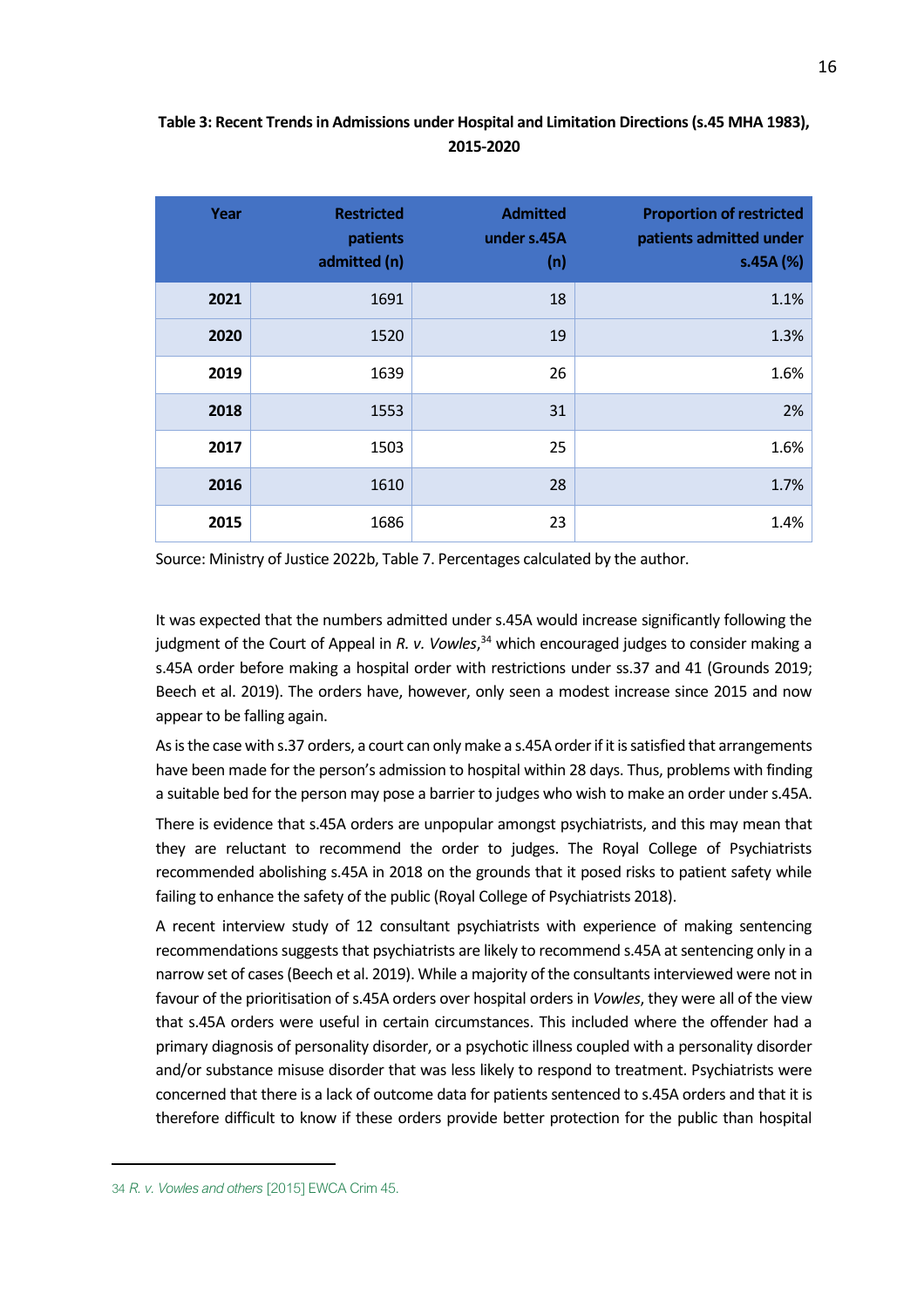**Table 3: Recent Trends in Admissions under Hospital and Limitation Directions (s.45 MHA 1983), 2015-2020**

| Year | Restricted patients admitted (n) | Admitted under s.45A (n) | Proportion of restricted patients admitted under s.45A (%) |
|---|---|---|---|
| **2021** | 1691 | 18 | 1.1% |
| **2020** | 1520 | 19 | 1.3% |
| **2019** | 1639 | 26 | 1.6% |
| **2018** | 1553 | 31 | 2% |
| **2017** | 1503 | 25 | 1.6% |
| **2016** | 1610 | 28 | 1.7% |
| **2015** | 1686 | 23 | 1.4% |

Source: Ministry of Justice 2022b, Table 7. Percentages calculated by the author.

It was expected that the numbers admitted under s.45A would increase significantly following the judgment of the Court of Appeal in *R. v. Vowles*,[34] which encouraged judges to consider making a s.45A order before making a hospital order with restrictions under ss.37 and 41 (Grounds 2019; Beech et al. 2019). The orders have, however, only seen a modest increase since 2015 and now appear to be falling again.

As is the case with s.37 orders, a court can only make a s.45A order if it is satisfied that arrangements have been made for the person's admission to hospital within 28 days. Thus, problems with finding a suitable bed for the person may pose a barrier to judges who wish to make an order under s.45A.

There is evidence that s.45A orders are unpopular amongst psychiatrists, and this may mean that they are reluctant to recommend the order to judges. The Royal College of Psychiatrists recommended abolishing s.45A in 2018 on the grounds that it posed risks to patient safety while failing to enhance the safety of the public (Royal College of Psychiatrists 2018).

A recent interview study of 12 consultant psychiatrists with experience of making sentencing recommendations suggests that psychiatrists are likely to recommend s.45A at sentencing only in a narrow set of cases (Beech et al. 2019). While a majority of the consultants interviewed were not in favour of the prioritisation of s.45A orders over hospital orders in *Vowles*, they were all of the view that s.45A orders were useful in certain circumstances. This included where the offender had a primary diagnosis of personality disorder, or a psychotic illness coupled with a personality disorder and/or substance misuse disorder that was less likely to respond to treatment. Psychiatrists were concerned that there is a lack of outcome data for patients sentenced to s.45A orders and that it is therefore difficult to know if these orders provide better protection for the public than hospital

34 *R. v. Vowles and others* [2015] EWCA Crim 45.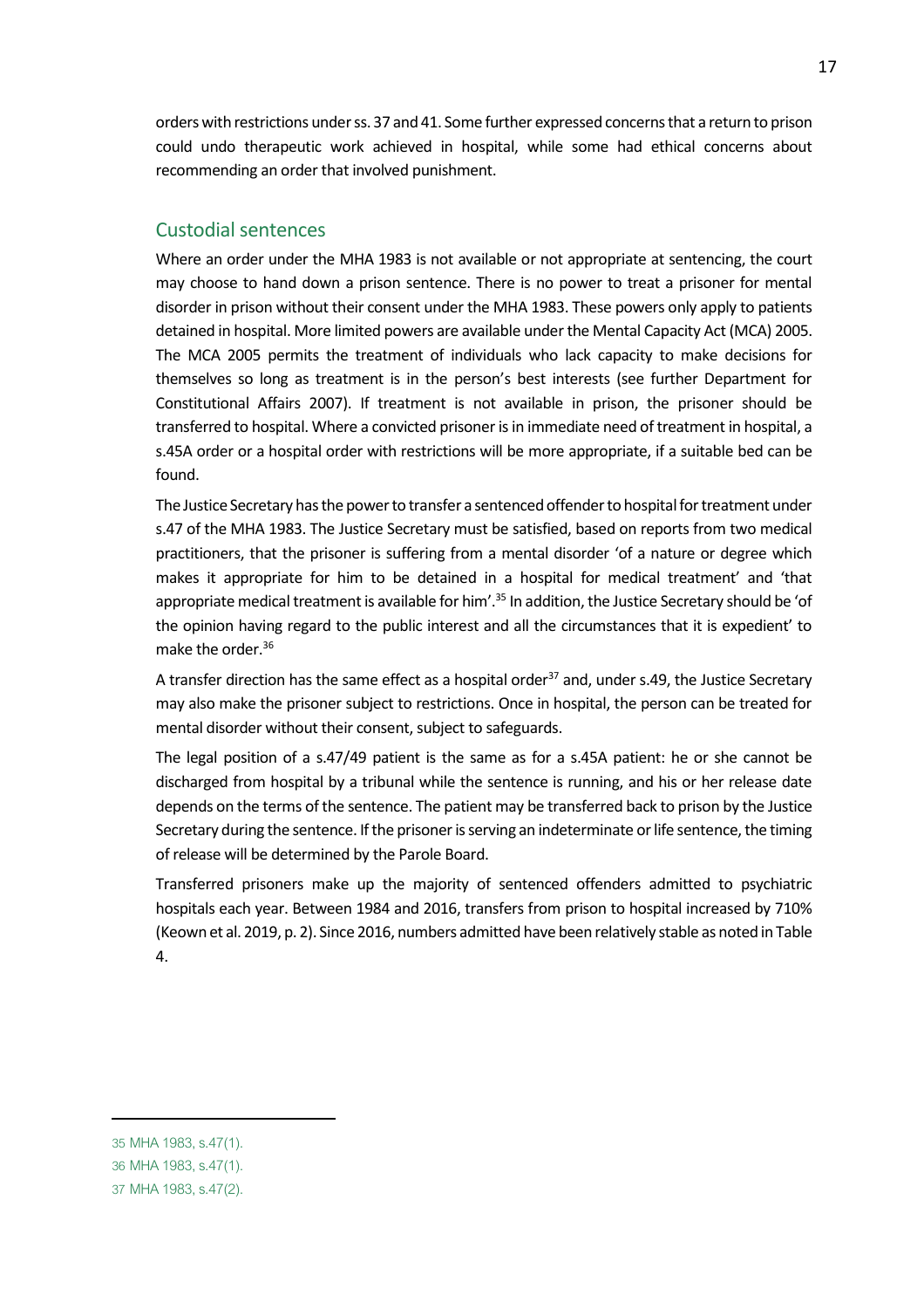orders with restrictions under ss. 37 and 41. Some further expressed concerns that a return to prison could undo therapeutic work achieved in hospital, while some had ethical concerns about recommending an order that involved punishment.

## Custodial sentences

Where an order under the MHA 1983 is not available or not appropriate at sentencing, the court may choose to hand down a prison sentence. There is no power to treat a prisoner for mental disorder in prison without their consent under the MHA 1983. These powers only apply to patients detained in hospital. More limited powers are available under the Mental Capacity Act (MCA) 2005. The MCA 2005 permits the treatment of individuals who lack capacity to make decisions for themselves so long as treatment is in the person's best interests (see further Department for Constitutional Affairs 2007). If treatment is not available in prison, the prisoner should be transferred to hospital. Where a convicted prisoner is in immediate need of treatment in hospital, a s.45A order or a hospital order with restrictions will be more appropriate, if a suitable bed can be found.

The Justice Secretary has the power to transfer a sentenced offender to hospital for treatment under s.47 of the MHA 1983. The Justice Secretary must be satisfied, based on reports from two medical practitioners, that the prisoner is suffering from a mental disorder 'of a nature or degree which makes it appropriate for him to be detained in a hospital for medical treatment' and 'that appropriate medical treatment is available for him'.[35] In addition, the Justice Secretary should be 'of the opinion having regard to the public interest and all the circumstances that it is expedient' to make the order.[36]

A transfer direction has the same effect as a hospital order[37] and, under s.49, the Justice Secretary may also make the prisoner subject to restrictions. Once in hospital, the person can be treated for mental disorder without their consent, subject to safeguards.

The legal position of a s.47/49 patient is the same as for a s.45A patient: he or she cannot be discharged from hospital by a tribunal while the sentence is running, and his or her release date depends on the terms of the sentence. The patient may be transferred back to prison by the Justice Secretary during the sentence. If the prisoner is serving an indeterminate or life sentence, the timing of release will be determined by the Parole Board.

Transferred prisoners make up the majority of sentenced offenders admitted to psychiatric hospitals each year. Between 1984 and 2016, transfers from prison to hospital increased by 710% (Keown et al. 2019, p. 2). Since 2016, numbers admitted have been relatively stable as noted in Table 4.

---

35 MHA 1983, s.47(1).

36 MHA 1983, s.47(1).

37 MHA 1983, s.47(2).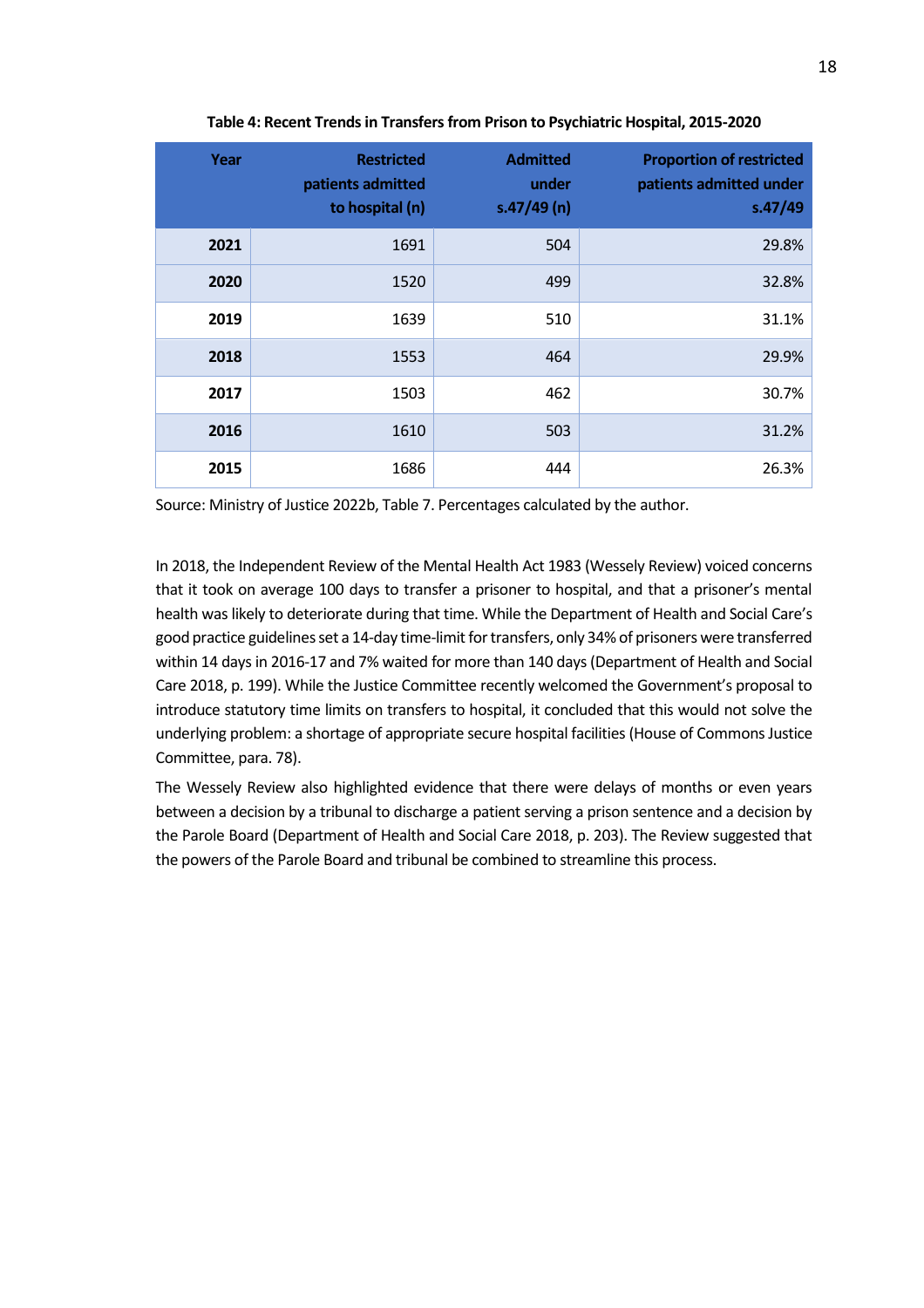**Table 4: Recent Trends in Transfers from Prison to Psychiatric Hospital, 2015-2020**

| Year | Restricted patients admitted to hospital (n) | Admitted under s.47/49 (n) | Proportion of restricted patients admitted under s.47/49 |
|---|---|---|---|
| **2021** | 1691 | 504 | 29.8% |
| **2020** | 1520 | 499 | 32.8% |
| **2019** | 1639 | 510 | 31.1% |
| **2018** | 1553 | 464 | 29.9% |
| **2017** | 1503 | 462 | 30.7% |
| **2016** | 1610 | 503 | 31.2% |
| **2015** | 1686 | 444 | 26.3% |

Source: Ministry of Justice 2022b, Table 7. Percentages calculated by the author.

In 2018, the Independent Review of the Mental Health Act 1983 (Wessely Review) voiced concerns that it took on average 100 days to transfer a prisoner to hospital, and that a prisoner's mental health was likely to deteriorate during that time. While the Department of Health and Social Care's good practice guidelines set a 14-day time-limit for transfers, only 34% of prisoners were transferred within 14 days in 2016-17 and 7% waited for more than 140 days (Department of Health and Social Care 2018, p. 199). While the Justice Committee recently welcomed the Government's proposal to introduce statutory time limits on transfers to hospital, it concluded that this would not solve the underlying problem: a shortage of appropriate secure hospital facilities (House of Commons Justice Committee, para. 78).

The Wessely Review also highlighted evidence that there were delays of months or even years between a decision by a tribunal to discharge a patient serving a prison sentence and a decision by the Parole Board (Department of Health and Social Care 2018, p. 203). The Review suggested that the powers of the Parole Board and tribunal be combined to streamline this process.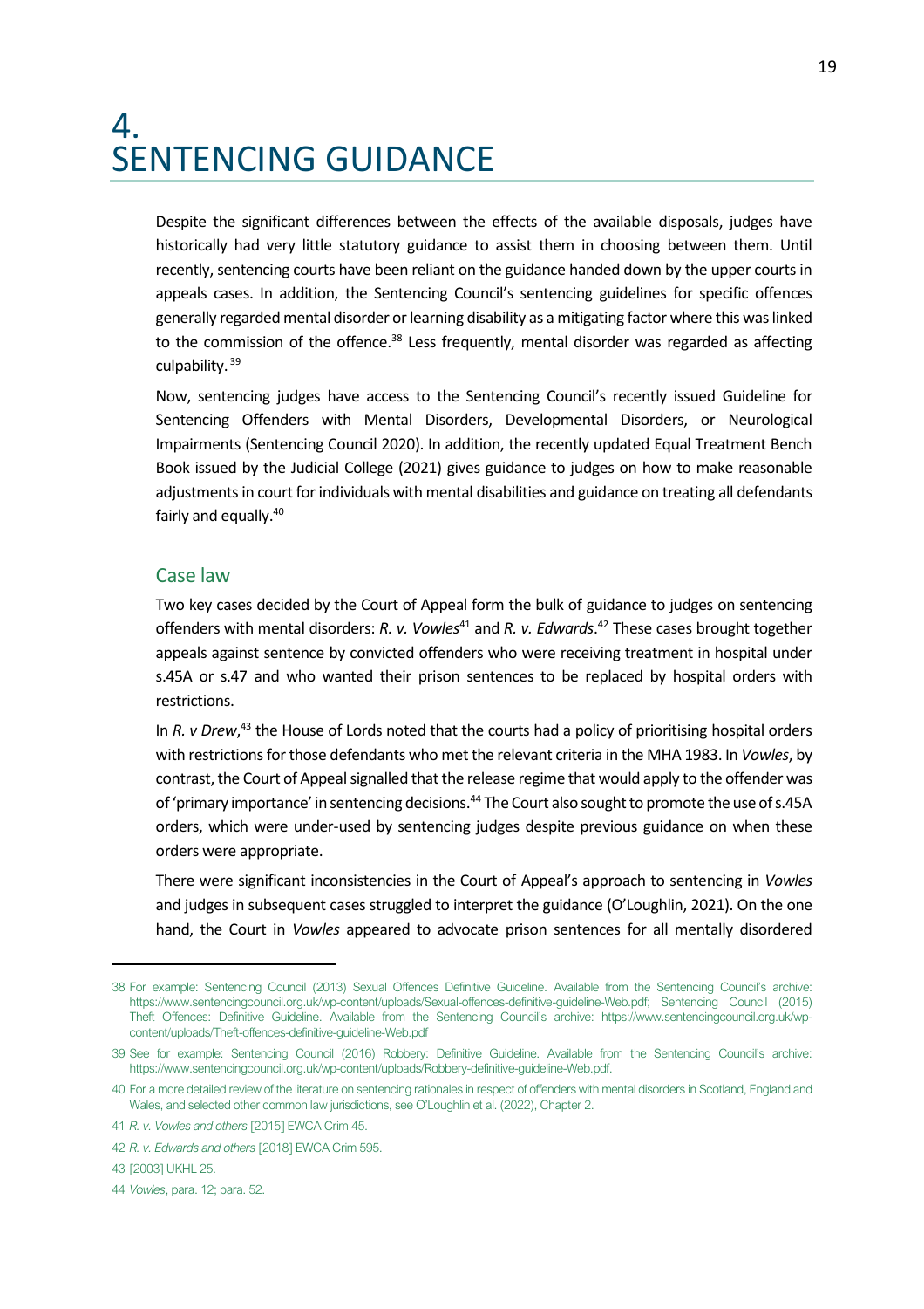# 4. SENTENCING GUIDANCE

Despite the significant differences between the effects of the available disposals, judges have historically had very little statutory guidance to assist them in choosing between them. Until recently, sentencing courts have been reliant on the guidance handed down by the upper courts in appeals cases. In addition, the Sentencing Council's sentencing guidelines for specific offences generally regarded mental disorder or learning disability as a mitigating factor where this was linked to the commission of the offence.[38] Less frequently, mental disorder was regarded as affecting culpability.[39]

Now, sentencing judges have access to the Sentencing Council's recently issued Guideline for Sentencing Offenders with Mental Disorders, Developmental Disorders, or Neurological Impairments (Sentencing Council 2020). In addition, the recently updated Equal Treatment Bench Book issued by the Judicial College (2021) gives guidance to judges on how to make reasonable adjustments in court for individuals with mental disabilities and guidance on treating all defendants fairly and equally.[40]

## Case law

Two key cases decided by the Court of Appeal form the bulk of guidance to judges on sentencing offenders with mental disorders: *R. v. Vowles*[41] and *R. v. Edwards*.[42] These cases brought together appeals against sentence by convicted offenders who were receiving treatment in hospital under s.45A or s.47 and who wanted their prison sentences to be replaced by hospital orders with restrictions.

In *R. v Drew*,[43] the House of Lords noted that the courts had a policy of prioritising hospital orders with restrictions for those defendants who met the relevant criteria in the MHA 1983. In *Vowles*, by contrast, the Court of Appeal signalled that the release regime that would apply to the offender was of 'primary importance' in sentencing decisions.[44] The Court also sought to promote the use of s.45A orders, which were under-used by sentencing judges despite previous guidance on when these orders were appropriate.

There were significant inconsistencies in the Court of Appeal's approach to sentencing in *Vowles* and judges in subsequent cases struggled to interpret the guidance (O'Loughlin, 2021). On the one hand, the Court in *Vowles* appeared to advocate prison sentences for all mentally disordered

---

38 For example: Sentencing Council (2013) Sexual Offences Definitive Guideline. Available from the Sentencing Council's archive: https://www.sentencingcouncil.org.uk/wp-content/uploads/Sexual-offences-definitive-guideline-Web.pdf; Sentencing Council (2015) Theft Offences: Definitive Guideline. Available from the Sentencing Council's archive: https://www.sentencingcouncil.org.uk/wp-content/uploads/Theft-offences-definitive-guideline-Web.pdf

39 See for example: Sentencing Council (2016) Robbery: Definitive Guideline. Available from the Sentencing Council's archive: https://www.sentencingcouncil.org.uk/wp-content/uploads/Robbery-definitive-guideline-Web.pdf.

40 For a more detailed review of the literature on sentencing rationales in respect of offenders with mental disorders in Scotland, England and Wales, and selected other common law jurisdictions, see O'Loughlin et al. (2022), Chapter 2.

41 *R. v. Vowles and others* [2015] EWCA Crim 45.

42 *R. v. Edwards and others* [2018] EWCA Crim 595.

43 [2003] UKHL 25.

44 *Vowles*, para. 12; para. 52.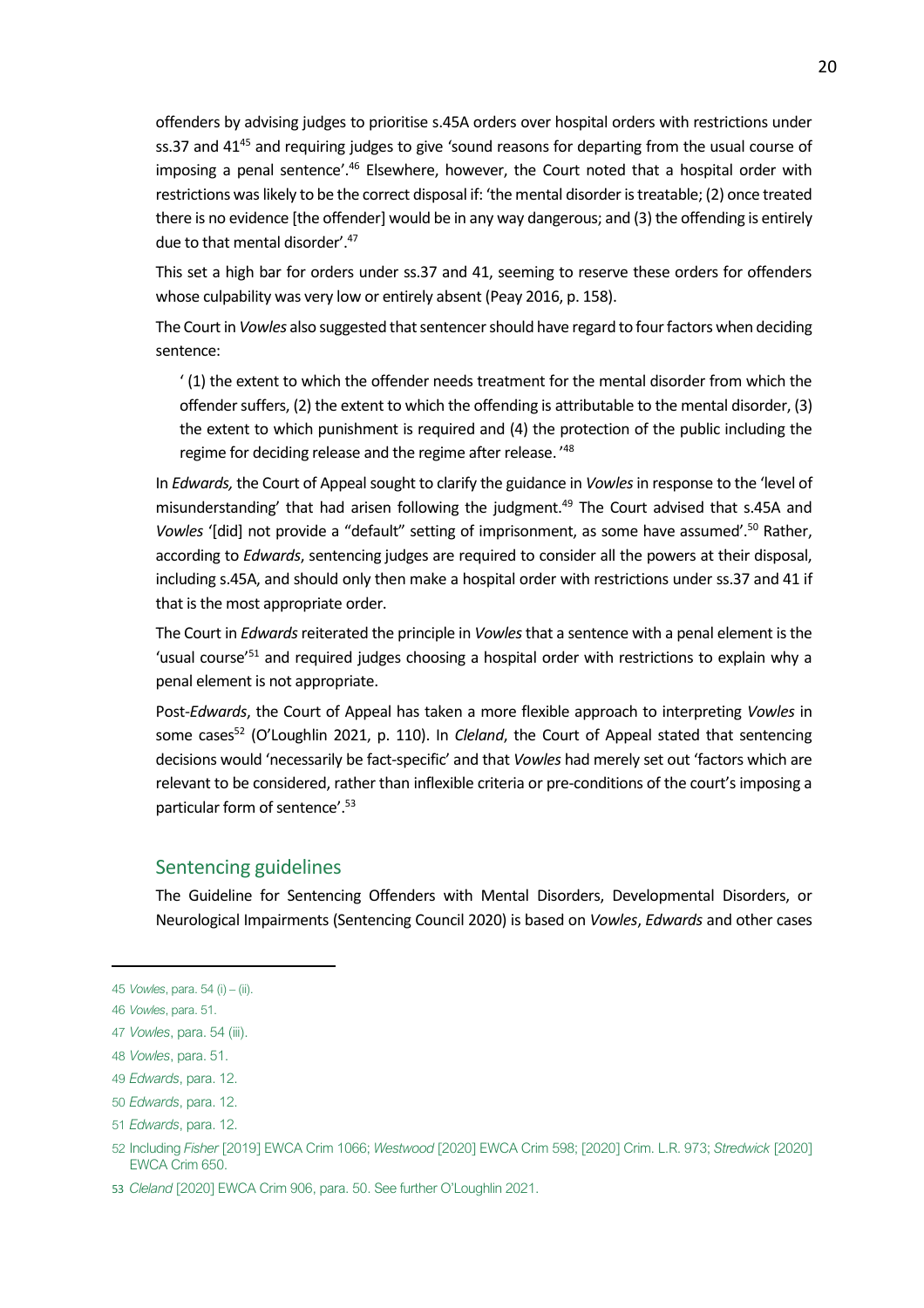offenders by advising judges to prioritise s.45A orders over hospital orders with restrictions under ss.37 and 41[45] and requiring judges to give 'sound reasons for departing from the usual course of imposing a penal sentence'.[46] Elsewhere, however, the Court noted that a hospital order with restrictions was likely to be the correct disposal if: 'the mental disorder is treatable; (2) once treated there is no evidence [the offender] would be in any way dangerous; and (3) the offending is entirely due to that mental disorder'.[47]

This set a high bar for orders under ss.37 and 41, seeming to reserve these orders for offenders whose culpability was very low or entirely absent (Peay 2016, p. 158).

The Court in *Vowles* also suggested that sentencer should have regard to four factors when deciding sentence:

> ' (1) the extent to which the offender needs treatment for the mental disorder from which the offender suffers, (2) the extent to which the offending is attributable to the mental disorder, (3) the extent to which punishment is required and (4) the protection of the public including the regime for deciding release and the regime after release. '[48]

In *Edwards,* the Court of Appeal sought to clarify the guidance in *Vowles* in response to the 'level of misunderstanding' that had arisen following the judgment.[49] The Court advised that s.45A and *Vowles* '[did] not provide a "default" setting of imprisonment, as some have assumed'.[50] Rather, according to *Edwards*, sentencing judges are required to consider all the powers at their disposal, including s.45A, and should only then make a hospital order with restrictions under ss.37 and 41 if that is the most appropriate order.

The Court in *Edwards* reiterated the principle in *Vowles* that a sentence with a penal element is the 'usual course'[51] and required judges choosing a hospital order with restrictions to explain why a penal element is not appropriate.

Post-*Edwards*, the Court of Appeal has taken a more flexible approach to interpreting *Vowles* in some cases[52] (O'Loughlin 2021, p. 110). In *Cleland*, the Court of Appeal stated that sentencing decisions would 'necessarily be fact-specific' and that *Vowles* had merely set out 'factors which are relevant to be considered, rather than inflexible criteria or pre-conditions of the court's imposing a particular form of sentence'.[53]

## Sentencing guidelines

The Guideline for Sentencing Offenders with Mental Disorders, Developmental Disorders, or Neurological Impairments (Sentencing Council 2020) is based on *Vowles*, *Edwards* and other cases

---

45 *Vowles*, para. 54 (i) – (ii).

46 *Vowles*, para. 51.

47 *Vowles*, para. 54 (iii).

48 *Vowles*, para. 51.

49 *Edwards*, para. 12.

50 *Edwards*, para. 12.

51 *Edwards*, para. 12.

52 Including *Fisher* [2019] EWCA Crim 1066; *Westwood* [2020] EWCA Crim 598; [2020] Crim. L.R. 973; *Stredwick* [2020] EWCA Crim 650.

53 *Cleland* [2020] EWCA Crim 906, para. 50. See further O'Loughlin 2021.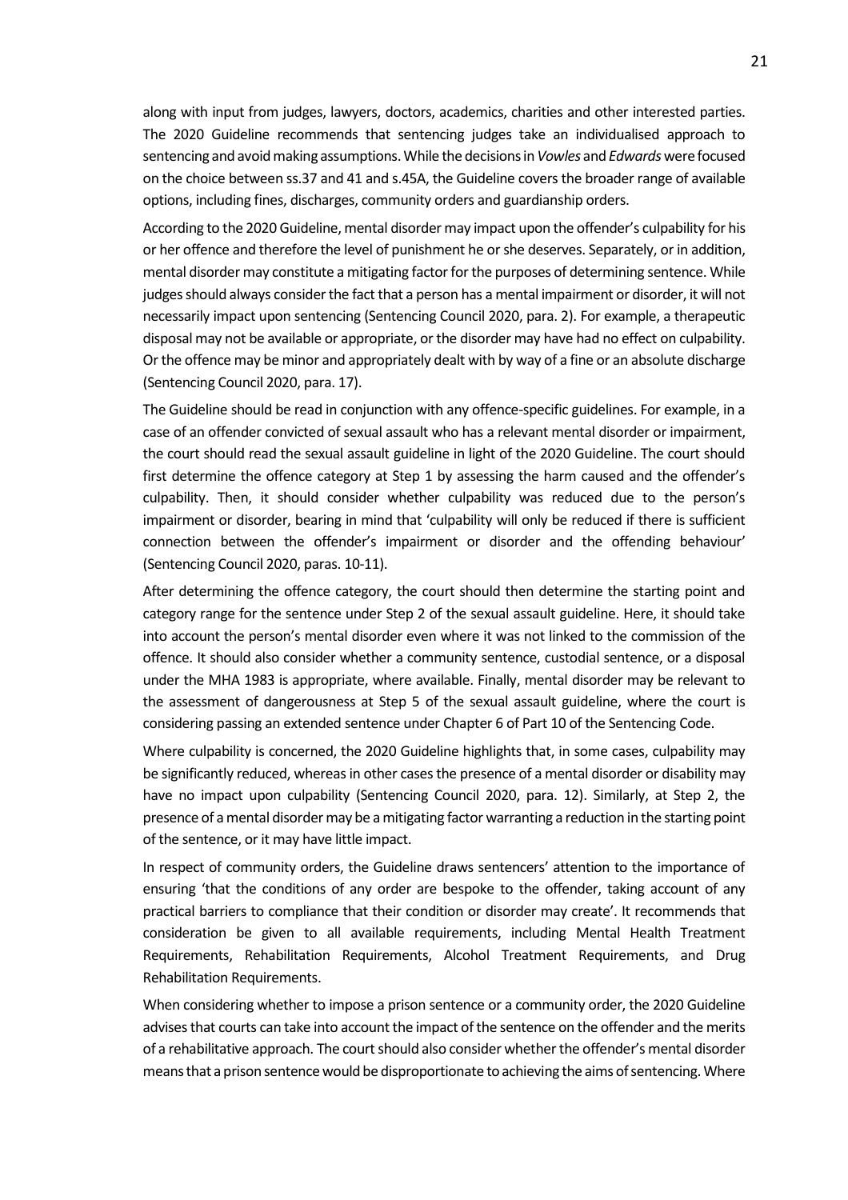along with input from judges, lawyers, doctors, academics, charities and other interested parties. The 2020 Guideline recommends that sentencing judges take an individualised approach to sentencing and avoid making assumptions. While the decisions in *Vowles* and *Edwards* were focused on the choice between ss.37 and 41 and s.45A, the Guideline covers the broader range of available options, including fines, discharges, community orders and guardianship orders.

According to the 2020 Guideline, mental disorder may impact upon the offender's culpability for his or her offence and therefore the level of punishment he or she deserves. Separately, or in addition, mental disorder may constitute a mitigating factor for the purposes of determining sentence. While judges should always consider the fact that a person has a mental impairment or disorder, it will not necessarily impact upon sentencing (Sentencing Council 2020, para. 2). For example, a therapeutic disposal may not be available or appropriate, or the disorder may have had no effect on culpability. Or the offence may be minor and appropriately dealt with by way of a fine or an absolute discharge (Sentencing Council 2020, para. 17).

The Guideline should be read in conjunction with any offence-specific guidelines. For example, in a case of an offender convicted of sexual assault who has a relevant mental disorder or impairment, the court should read the sexual assault guideline in light of the 2020 Guideline. The court should first determine the offence category at Step 1 by assessing the harm caused and the offender's culpability. Then, it should consider whether culpability was reduced due to the person's impairment or disorder, bearing in mind that 'culpability will only be reduced if there is sufficient connection between the offender's impairment or disorder and the offending behaviour' (Sentencing Council 2020, paras. 10-11).

After determining the offence category, the court should then determine the starting point and category range for the sentence under Step 2 of the sexual assault guideline. Here, it should take into account the person's mental disorder even where it was not linked to the commission of the offence. It should also consider whether a community sentence, custodial sentence, or a disposal under the MHA 1983 is appropriate, where available. Finally, mental disorder may be relevant to the assessment of dangerousness at Step 5 of the sexual assault guideline, where the court is considering passing an extended sentence under Chapter 6 of Part 10 of the Sentencing Code.

Where culpability is concerned, the 2020 Guideline highlights that, in some cases, culpability may be significantly reduced, whereas in other cases the presence of a mental disorder or disability may have no impact upon culpability (Sentencing Council 2020, para. 12). Similarly, at Step 2, the presence of a mental disorder may be a mitigating factor warranting a reduction in the starting point of the sentence, or it may have little impact.

In respect of community orders, the Guideline draws sentencers' attention to the importance of ensuring 'that the conditions of any order are bespoke to the offender, taking account of any practical barriers to compliance that their condition or disorder may create'. It recommends that consideration be given to all available requirements, including Mental Health Treatment Requirements, Rehabilitation Requirements, Alcohol Treatment Requirements, and Drug Rehabilitation Requirements.

When considering whether to impose a prison sentence or a community order, the 2020 Guideline advises that courts can take into account the impact of the sentence on the offender and the merits of a rehabilitative approach. The court should also consider whether the offender's mental disorder means that a prison sentence would be disproportionate to achieving the aims of sentencing. Where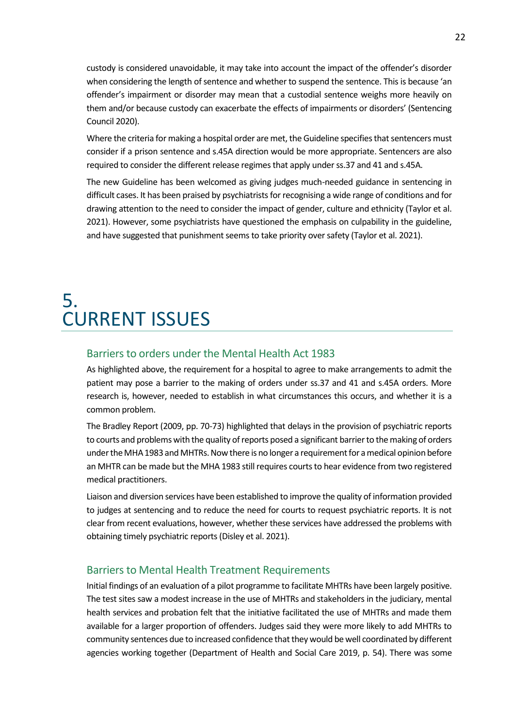custody is considered unavoidable, it may take into account the impact of the offender's disorder when considering the length of sentence and whether to suspend the sentence. This is because 'an offender's impairment or disorder may mean that a custodial sentence weighs more heavily on them and/or because custody can exacerbate the effects of impairments or disorders' (Sentencing Council 2020).

Where the criteria for making a hospital order are met, the Guideline specifies that sentencers must consider if a prison sentence and s.45A direction would be more appropriate. Sentencers are also required to consider the different release regimes that apply under ss.37 and 41 and s.45A.

The new Guideline has been welcomed as giving judges much-needed guidance in sentencing in difficult cases. It has been praised by psychiatrists for recognising a wide range of conditions and for drawing attention to the need to consider the impact of gender, culture and ethnicity (Taylor et al. 2021). However, some psychiatrists have questioned the emphasis on culpability in the guideline, and have suggested that punishment seems to take priority over safety (Taylor et al. 2021).

# 5. CURRENT ISSUES

## Barriers to orders under the Mental Health Act 1983

As highlighted above, the requirement for a hospital to agree to make arrangements to admit the patient may pose a barrier to the making of orders under ss.37 and 41 and s.45A orders. More research is, however, needed to establish in what circumstances this occurs, and whether it is a common problem.

The Bradley Report (2009, pp. 70-73) highlighted that delays in the provision of psychiatric reports to courts and problems with the quality of reports posed a significant barrier to the making of orders under the MHA 1983 and MHTRs. Now there is no longer a requirement for a medical opinion before an MHTR can be made but the MHA 1983 still requires courts to hear evidence from two registered medical practitioners.

Liaison and diversion services have been established to improve the quality of information provided to judges at sentencing and to reduce the need for courts to request psychiatric reports. It is not clear from recent evaluations, however, whether these services have addressed the problems with obtaining timely psychiatric reports (Disley et al. 2021).

## Barriers to Mental Health Treatment Requirements

Initial findings of an evaluation of a pilot programme to facilitate MHTRs have been largely positive. The test sites saw a modest increase in the use of MHTRs and stakeholders in the judiciary, mental health services and probation felt that the initiative facilitated the use of MHTRs and made them available for a larger proportion of offenders. Judges said they were more likely to add MHTRs to community sentences due to increased confidence that they would be well coordinated by different agencies working together (Department of Health and Social Care 2019, p. 54). There was some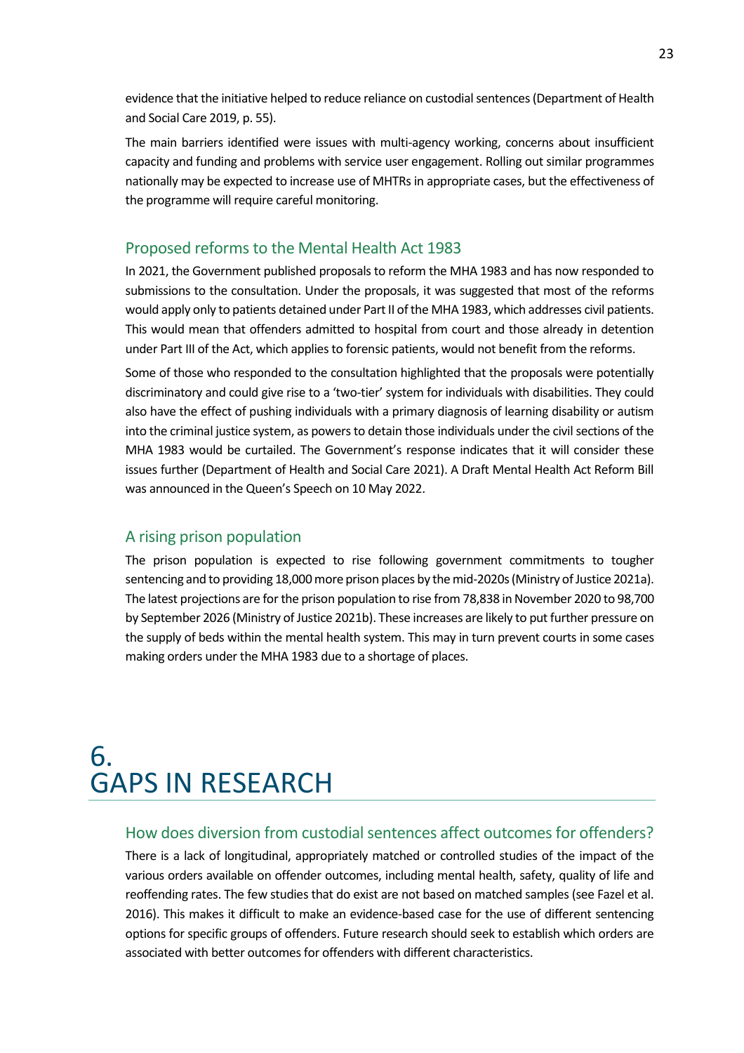evidence that the initiative helped to reduce reliance on custodial sentences (Department of Health and Social Care 2019, p. 55).

The main barriers identified were issues with multi-agency working, concerns about insufficient capacity and funding and problems with service user engagement. Rolling out similar programmes nationally may be expected to increase use of MHTRs in appropriate cases, but the effectiveness of the programme will require careful monitoring.

### Proposed reforms to the Mental Health Act 1983

In 2021, the Government published proposals to reform the MHA 1983 and has now responded to submissions to the consultation. Under the proposals, it was suggested that most of the reforms would apply only to patients detained under Part II of the MHA 1983, which addresses civil patients. This would mean that offenders admitted to hospital from court and those already in detention under Part III of the Act, which applies to forensic patients, would not benefit from the reforms.

Some of those who responded to the consultation highlighted that the proposals were potentially discriminatory and could give rise to a 'two-tier' system for individuals with disabilities. They could also have the effect of pushing individuals with a primary diagnosis of learning disability or autism into the criminal justice system, as powers to detain those individuals under the civil sections of the MHA 1983 would be curtailed. The Government's response indicates that it will consider these issues further (Department of Health and Social Care 2021). A Draft Mental Health Act Reform Bill was announced in the Queen's Speech on 10 May 2022.

### A rising prison population

The prison population is expected to rise following government commitments to tougher sentencing and to providing 18,000 more prison places by the mid-2020s (Ministry of Justice 2021a). The latest projections are for the prison population to rise from 78,838 in November 2020 to 98,700 by September 2026 (Ministry of Justice 2021b). These increases are likely to put further pressure on the supply of beds within the mental health system. This may in turn prevent courts in some cases making orders under the MHA 1983 due to a shortage of places.

# 6. GAPS IN RESEARCH

### How does diversion from custodial sentences affect outcomes for offenders?

There is a lack of longitudinal, appropriately matched or controlled studies of the impact of the various orders available on offender outcomes, including mental health, safety, quality of life and reoffending rates. The few studies that do exist are not based on matched samples (see Fazel et al. 2016). This makes it difficult to make an evidence-based case for the use of different sentencing options for specific groups of offenders. Future research should seek to establish which orders are associated with better outcomes for offenders with different characteristics.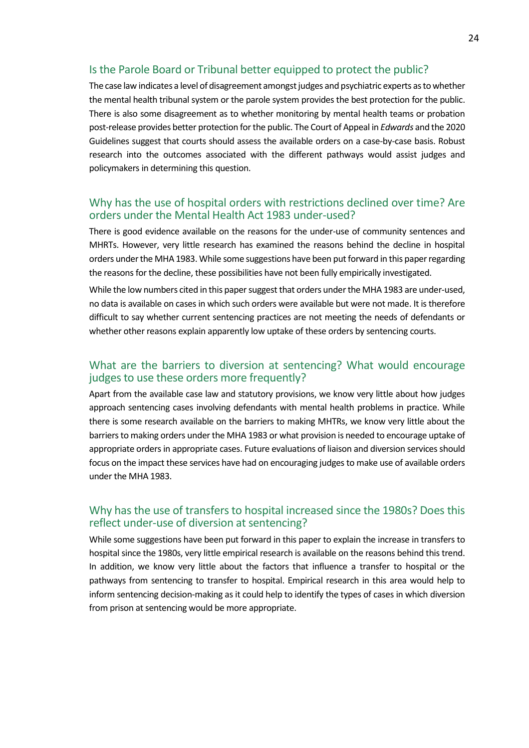## Is the Parole Board or Tribunal better equipped to protect the public?

The case law indicates a level of disagreement amongst judges and psychiatric experts as to whether the mental health tribunal system or the parole system provides the best protection for the public. There is also some disagreement as to whether monitoring by mental health teams or probation post-release provides better protection for the public. The Court of Appeal in *Edwards* and the 2020 Guidelines suggest that courts should assess the available orders on a case-by-case basis. Robust research into the outcomes associated with the different pathways would assist judges and policymakers in determining this question.

## Why has the use of hospital orders with restrictions declined over time? Are orders under the Mental Health Act 1983 under-used?

There is good evidence available on the reasons for the under-use of community sentences and MHRTs. However, very little research has examined the reasons behind the decline in hospital orders under the MHA 1983. While some suggestions have been put forward in this paper regarding the reasons for the decline, these possibilities have not been fully empirically investigated.

While the low numbers cited in this paper suggest that orders under the MHA 1983 are under-used, no data is available on cases in which such orders were available but were not made. It is therefore difficult to say whether current sentencing practices are not meeting the needs of defendants or whether other reasons explain apparently low uptake of these orders by sentencing courts.

## What are the barriers to diversion at sentencing? What would encourage judges to use these orders more frequently?

Apart from the available case law and statutory provisions, we know very little about how judges approach sentencing cases involving defendants with mental health problems in practice. While there is some research available on the barriers to making MHTRs, we know very little about the barriers to making orders under the MHA 1983 or what provision is needed to encourage uptake of appropriate orders in appropriate cases. Future evaluations of liaison and diversion services should focus on the impact these services have had on encouraging judges to make use of available orders under the MHA 1983.

## Why has the use of transfers to hospital increased since the 1980s? Does this reflect under-use of diversion at sentencing?

While some suggestions have been put forward in this paper to explain the increase in transfers to hospital since the 1980s, very little empirical research is available on the reasons behind this trend. In addition, we know very little about the factors that influence a transfer to hospital or the pathways from sentencing to transfer to hospital. Empirical research in this area would help to inform sentencing decision-making as it could help to identify the types of cases in which diversion from prison at sentencing would be more appropriate.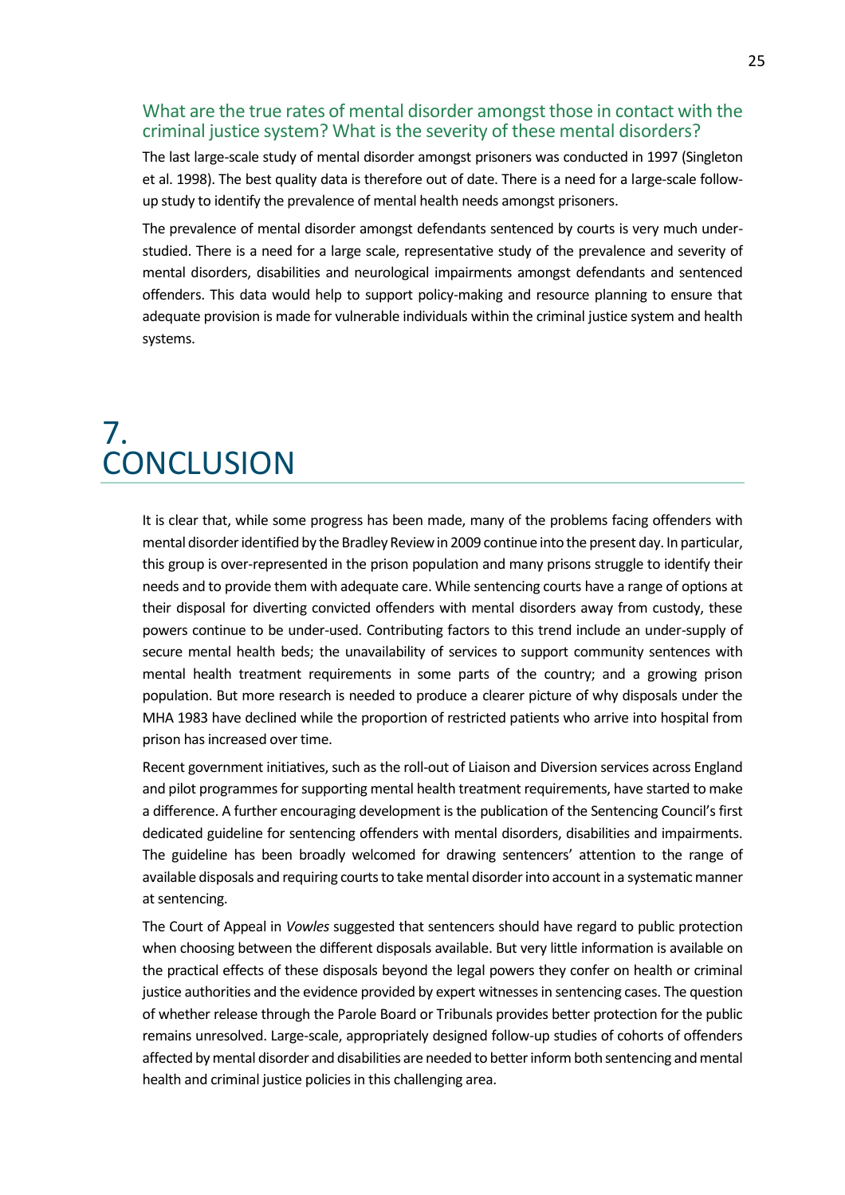### What are the true rates of mental disorder amongst those in contact with the criminal justice system? What is the severity of these mental disorders?

The last large-scale study of mental disorder amongst prisoners was conducted in 1997 (Singleton et al. 1998). The best quality data is therefore out of date. There is a need for a large-scale follow-up study to identify the prevalence of mental health needs amongst prisoners.

The prevalence of mental disorder amongst defendants sentenced by courts is very much under-studied. There is a need for a large scale, representative study of the prevalence and severity of mental disorders, disabilities and neurological impairments amongst defendants and sentenced offenders. This data would help to support policy-making and resource planning to ensure that adequate provision is made for vulnerable individuals within the criminal justice system and health systems.

# 7. CONCLUSION

It is clear that, while some progress has been made, many of the problems facing offenders with mental disorder identified by the Bradley Review in 2009 continue into the present day. In particular, this group is over-represented in the prison population and many prisons struggle to identify their needs and to provide them with adequate care. While sentencing courts have a range of options at their disposal for diverting convicted offenders with mental disorders away from custody, these powers continue to be under-used. Contributing factors to this trend include an under-supply of secure mental health beds; the unavailability of services to support community sentences with mental health treatment requirements in some parts of the country; and a growing prison population. But more research is needed to produce a clearer picture of why disposals under the MHA 1983 have declined while the proportion of restricted patients who arrive into hospital from prison has increased over time.

Recent government initiatives, such as the roll-out of Liaison and Diversion services across England and pilot programmes for supporting mental health treatment requirements, have started to make a difference. A further encouraging development is the publication of the Sentencing Council's first dedicated guideline for sentencing offenders with mental disorders, disabilities and impairments. The guideline has been broadly welcomed for drawing sentencers' attention to the range of available disposals and requiring courts to take mental disorder into account in a systematic manner at sentencing.

The Court of Appeal in *Vowles* suggested that sentencers should have regard to public protection when choosing between the different disposals available. But very little information is available on the practical effects of these disposals beyond the legal powers they confer on health or criminal justice authorities and the evidence provided by expert witnesses in sentencing cases. The question of whether release through the Parole Board or Tribunals provides better protection for the public remains unresolved. Large-scale, appropriately designed follow-up studies of cohorts of offenders affected by mental disorder and disabilities are needed to better inform both sentencing and mental health and criminal justice policies in this challenging area.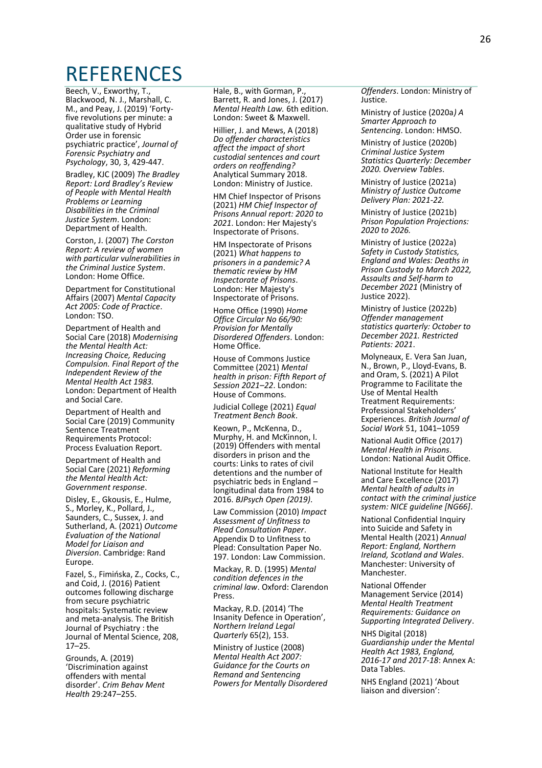# REFERENCES

Beech, V., Exworthy, T., Blackwood, N. J., Marshall, C. M., and Peay, J. (2019) 'Forty-five revolutions per minute: a qualitative study of Hybrid Order use in forensic psychiatric practice', *Journal of Forensic Psychiatry and Psychology*, 30, 3, 429-447.

Bradley, KJC (2009) *The Bradley Report: Lord Bradley's Review of People with Mental Health Problems or Learning Disabilities in the Criminal Justice System*. London: Department of Health.

Corston, J. (2007) *The Corston Report: A review of women with particular vulnerabilities in the Criminal Justice System*. London: Home Office.

Department for Constitutional Affairs (2007) *Mental Capacity Act 2005: Code of Practice*. London: TSO.

Department of Health and Social Care (2018) *Modernising the Mental Health Act: Increasing Choice, Reducing Compulsion. Final Report of the Independent Review of the Mental Health Act 1983.* London: Department of Health and Social Care.

Department of Health and Social Care (2019) Community Sentence Treatment Requirements Protocol: Process Evaluation Report.

Department of Health and Social Care (2021) *Reforming the Mental Health Act: Government response*.

Disley, E., Gkousis, E., Hulme, S., Morley, K., Pollard, J., Saunders, C., Sussex, J. and Sutherland, A. (2021) *Outcome Evaluation of the National Model for Liaison and Diversion*. Cambridge: Rand Europe.

Fazel, S., Fimińska, Z., Cocks, C., and Coid, J. (2016) Patient outcomes following discharge from secure psychiatric hospitals: Systematic review and meta-analysis. The British Journal of Psychiatry : the Journal of Mental Science, 208, 17–25.

Grounds, A. (2019) 'Discrimination against offenders with mental disorder'. *Crim Behav Ment Health* 29:247–255.

Hale, B., with Gorman, P., Barrett, R. and Jones, J. (2017) *Mental Health Law.* 6th edition. London: Sweet & Maxwell.

Hillier, J. and Mews, A (2018) *Do offender characteristics affect the impact of short custodial sentences and court orders on reoffending?* Analytical Summary 2018. London: Ministry of Justice.

HM Chief Inspector of Prisons (2021) *HM Chief Inspector of Prisons Annual report: 2020 to 2021*. London: Her Majesty's Inspectorate of Prisons.

HM Inspectorate of Prisons (2021) *What happens to prisoners in a pandemic? A thematic review by HM Inspectorate of Prisons*. London: Her Majesty's Inspectorate of Prisons.

Home Office (1990) *Home Office Circular No 66/90: Provision for Mentally Disordered Offenders*. London: Home Office.

House of Commons Justice Committee (2021) *Mental health in prison: Fifth Report of Session 2021–22*. London: House of Commons.

Judicial College (2021) *Equal Treatment Bench Book*.

Keown, P., McKenna, D., Murphy, H. and McKinnon, I. (2019) Offenders with mental disorders in prison and the courts: Links to rates of civil detentions and the number of psychiatric beds in England – longitudinal data from 1984 to 2016. *BJPsych Open (2019)*.

Law Commission (2010) *Impact Assessment of Unfitness to Plead Consultation Paper*. Appendix D to Unfitness to Plead: Consultation Paper No. 197. London: Law Commission.

Mackay, R. D. (1995) *Mental condition defences in the criminal law*. Oxford: Clarendon Press.

Mackay, R.D. (2014) 'The Insanity Defence in Operation', *Northern Ireland Legal Quarterly* 65(2), 153.

Ministry of Justice (2008) *Mental Health Act 2007: Guidance for the Courts on Remand and Sentencing Powers for Mentally Disordered Offenders*. London: Ministry of Justice.

Ministry of Justice (2020a*) A Smarter Approach to Sentencing*. London: HMSO.

Ministry of Justice (2020b) *Criminal Justice System Statistics Quarterly: December 2020. Overview Tables*.

Ministry of Justice (2021a) *Ministry of Justice Outcome Delivery Plan: 2021-22.*

Ministry of Justice (2021b) *Prison Population Projections: 2020 to 2026.*

Ministry of Justice (2022a) *Safety in Custody Statistics, England and Wales: Deaths in Prison Custody to March 2022, Assaults and Self-harm to December 2021* (Ministry of Justice 2022).

Ministry of Justice (2022b) *Offender management statistics quarterly: October to December 2021. Restricted Patients: 2021*.

Molyneaux, E. Vera San Juan, N., Brown, P., Lloyd-Evans, B. and Oram, S. (2021) A Pilot Programme to Facilitate the Use of Mental Health Treatment Requirements: Professional Stakeholders' Experiences. *British Journal of Social Work* 51, 1041–1059

National Audit Office (2017) *Mental Health in Prisons*. London: National Audit Office.

National Institute for Health and Care Excellence (2017) *Mental health of adults in contact with the criminal justice system: NICE guideline [NG66]*.

National Confidential Inquiry into Suicide and Safety in Mental Health (2021) *Annual Report: England, Northern Ireland, Scotland and Wales*. Manchester: University of Manchester.

National Offender Management Service (2014) *Mental Health Treatment Requirements: Guidance on Supporting Integrated Delivery*.

NHS Digital (2018) *Guardianship under the Mental Health Act 1983, England, 2016-17 and 2017-18*: Annex A: Data Tables.

NHS England (2021) 'About liaison and diversion':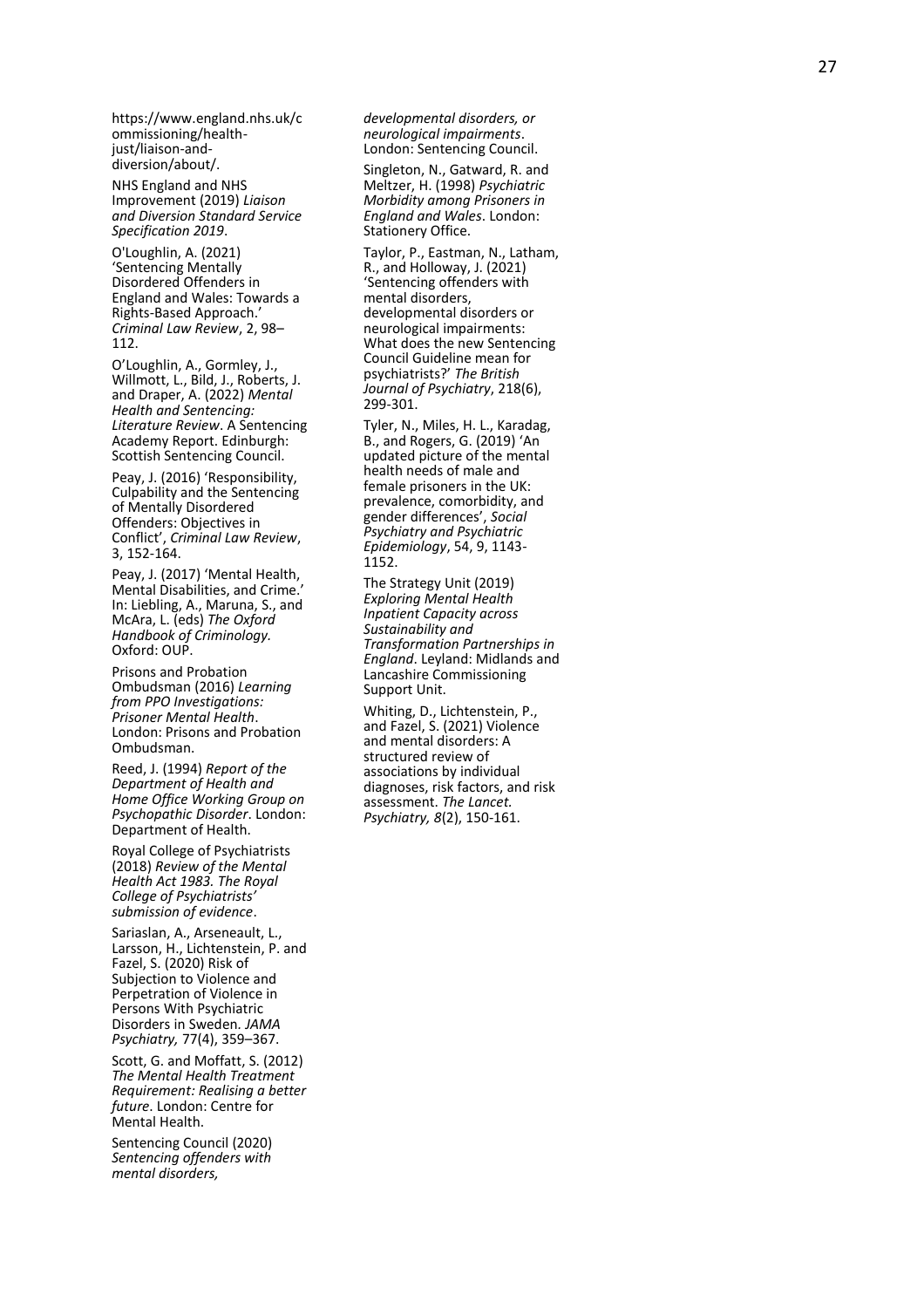https://www.england.nhs.uk/commissioning/health-just/liaison-and-diversion/about/.

NHS England and NHS Improvement (2019) *Liaison and Diversion Standard Service Specification 2019*.

O'Loughlin, A. (2021) 'Sentencing Mentally Disordered Offenders in England and Wales: Towards a Rights-Based Approach.' *Criminal Law Review*, 2, 98–112.

O'Loughlin, A., Gormley, J., Willmott, L., Bild, J., Roberts, J. and Draper, A. (2022) *Mental Health and Sentencing: Literature Review*. A Sentencing Academy Report. Edinburgh: Scottish Sentencing Council.

Peay, J. (2016) 'Responsibility, Culpability and the Sentencing of Mentally Disordered Offenders: Objectives in Conflict', *Criminal Law Review*, 3, 152-164.

Peay, J. (2017) 'Mental Health, Mental Disabilities, and Crime.' In: Liebling, A., Maruna, S., and McAra, L. (eds) *The Oxford Handbook of Criminology.* Oxford: OUP.

Prisons and Probation Ombudsman (2016) *Learning from PPO Investigations: Prisoner Mental Health*. London: Prisons and Probation Ombudsman.

Reed, J. (1994) *Report of the Department of Health and Home Office Working Group on Psychopathic Disorder*. London: Department of Health.

Royal College of Psychiatrists (2018) *Review of the Mental Health Act 1983. The Royal College of Psychiatrists' submission of evidence*.

Sariaslan, A., Arseneault, L., Larsson, H., Lichtenstein, P. and Fazel, S. (2020) Risk of Subjection to Violence and Perpetration of Violence in Persons With Psychiatric Disorders in Sweden. *JAMA Psychiatry,* 77(4), 359–367.

Scott, G. and Moffatt, S. (2012) *The Mental Health Treatment Requirement: Realising a better future*. London: Centre for Mental Health.

Sentencing Council (2020) *Sentencing offenders with mental disorders, developmental disorders, or neurological impairments*. London: Sentencing Council.

Singleton, N., Gatward, R. and Meltzer, H. (1998) *Psychiatric Morbidity among Prisoners in England and Wales*. London: Stationery Office.

Taylor, P., Eastman, N., Latham, R., and Holloway, J. (2021) 'Sentencing offenders with mental disorders, developmental disorders or neurological impairments: What does the new Sentencing Council Guideline mean for psychiatrists?' *The British Journal of Psychiatry*, 218(6), 299-301.

Tyler, N., Miles, H. L., Karadag, B., and Rogers, G. (2019) 'An updated picture of the mental health needs of male and female prisoners in the UK: prevalence, comorbidity, and gender differences', *Social Psychiatry and Psychiatric Epidemiology*, 54, 9, 1143-1152.

The Strategy Unit (2019) *Exploring Mental Health Inpatient Capacity across Sustainability and Transformation Partnerships in England*. Leyland: Midlands and Lancashire Commissioning Support Unit.

Whiting, D., Lichtenstein, P., and Fazel, S. (2021) Violence and mental disorders: A structured review of associations by individual diagnoses, risk factors, and risk assessment. *The Lancet. Psychiatry, 8*(2), 150-161.